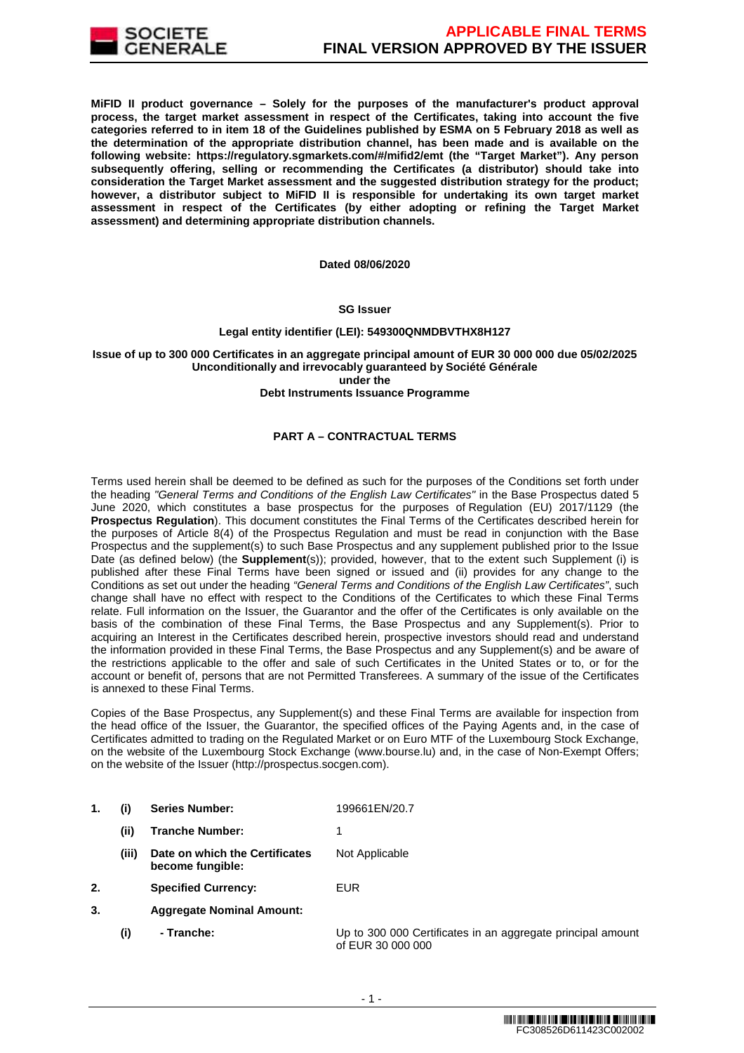**MiFID II product governance – Solely for the purposes of the manufacturer's product approval process, the target market assessment in respect of the Certificates, taking into account the five categories referred to in item 18 of the Guidelines published by ESMA on 5 February 2018 as well as the determination of the appropriate distribution channel, has been made and is available on the following website: https://regulatory.sgmarkets.com/#/mifid2/emt (the "Target Market"). Any person subsequently offering, selling or recommending the Certificates (a distributor) should take into consideration the Target Market assessment and the suggested distribution strategy for the product; however, a distributor subject to MiFID II is responsible for undertaking its own target market assessment in respect of the Certificates (by either adopting or refining the Target Market assessment) and determining appropriate distribution channels.**

**Dated 08/06/2020**

**SG Issuer**

**Legal entity identifier (LEI): 549300QNMDBVTHX8H127**

**Issue of up to 300 000 Certificates in an aggregate principal amount of EUR 30 000 000 due 05/02/2025**
**Unconditionally and irrevocably guaranteed by Société Générale**
**under the**
**Debt Instruments Issuance Programme**

## PART A – CONTRACTUAL TERMS

Terms used herein shall be deemed to be defined as such for the purposes of the Conditions set forth under the heading *"General Terms and Conditions of the English Law Certificates"* in the Base Prospectus dated 5 June 2020, which constitutes a base prospectus for the purposes of Regulation (EU) 2017/1129 (the **Prospectus Regulation**). This document constitutes the Final Terms of the Certificates described herein for the purposes of Article 8(4) of the Prospectus Regulation and must be read in conjunction with the Base Prospectus and the supplement(s) to such Base Prospectus and any supplement published prior to the Issue Date (as defined below) (the **Supplement**(s)); provided, however, that to the extent such Supplement (i) is published after these Final Terms have been signed or issued and (ii) provides for any change to the Conditions as set out under the heading *"General Terms and Conditions of the English Law Certificates"*, such change shall have no effect with respect to the Conditions of the Certificates to which these Final Terms relate. Full information on the Issuer, the Guarantor and the offer of the Certificates is only available on the basis of the combination of these Final Terms, the Base Prospectus and any Supplement(s). Prior to acquiring an Interest in the Certificates described herein, prospective investors should read and understand the information provided in these Final Terms, the Base Prospectus and any Supplement(s) and be aware of the restrictions applicable to the offer and sale of such Certificates in the United States or to, or for the account or benefit of, persons that are not Permitted Transferees. A summary of the issue of the Certificates is annexed to these Final Terms.

Copies of the Base Prospectus, any Supplement(s) and these Final Terms are available for inspection from the head office of the Issuer, the Guarantor, the specified offices of the Paying Agents and, in the case of Certificates admitted to trading on the Regulated Market or on Euro MTF of the Luxembourg Stock Exchange, on the website of the Luxembourg Stock Exchange (www.bourse.lu) and, in the case of Non-Exempt Offers; on the website of the Issuer (http://prospectus.socgen.com).

| | | | |
|---|---|---|---|
| **1.** | **(i)** | **Series Number:** | 199661EN/20.7 |
| | **(ii)** | **Tranche Number:** | 1 |
| | **(iii)** | **Date on which the Certificates become fungible:** | Not Applicable |
| **2.** | | **Specified Currency:** | EUR |
| **3.** | | **Aggregate Nominal Amount:** | |
| | **(i)** | **- Tranche:** | Up to 300 000 Certificates in an aggregate principal amount of EUR 30 000 000 |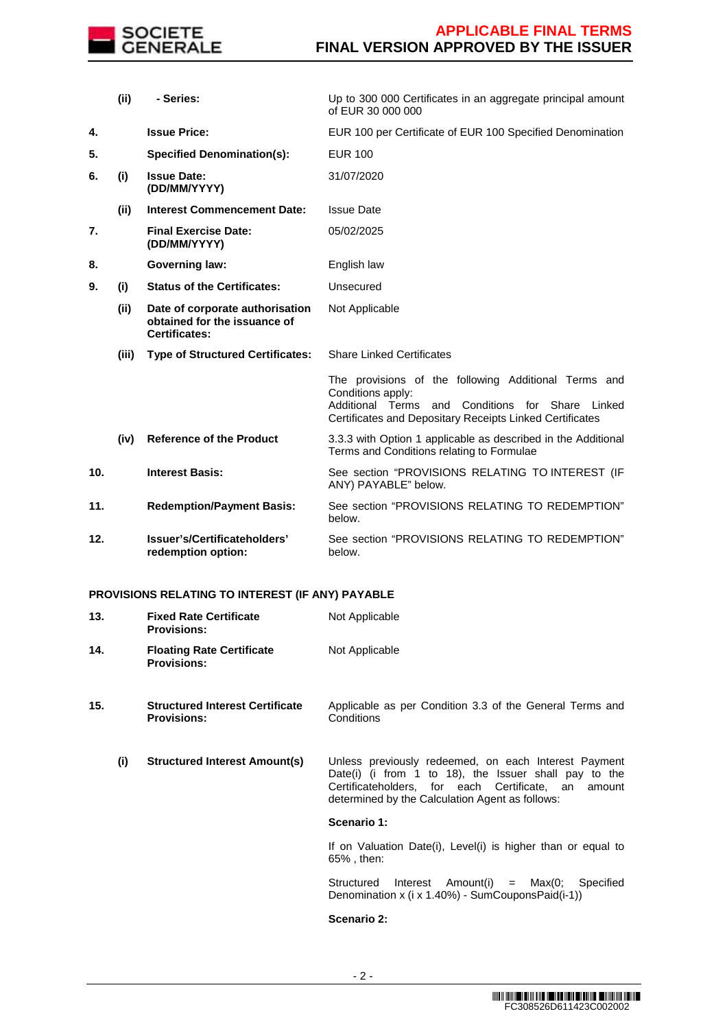| | | | |
|---|---|---|---|
| | (ii) | **- Series:** | Up to 300 000 Certificates in an aggregate principal amount of EUR 30 000 000 |
| **4.** | | **Issue Price:** | EUR 100 per Certificate of EUR 100 Specified Denomination |
| **5.** | | **Specified Denomination(s):** | EUR 100 |
| **6.** | **(i)** | **Issue Date: (DD/MM/YYYY)** | 31/07/2020 |
| | **(ii)** | **Interest Commencement Date:** | Issue Date |
| **7.** | | **Final Exercise Date: (DD/MM/YYYY)** | 05/02/2025 |
| **8.** | | **Governing law:** | English law |
| **9.** | **(i)** | **Status of the Certificates:** | Unsecured |
| | **(ii)** | **Date of corporate authorisation obtained for the issuance of Certificates:** | Not Applicable |
| | **(iii)** | **Type of Structured Certificates:** | Share Linked Certificates<br><br>The provisions of the following Additional Terms and Conditions apply:<br>Additional Terms and Conditions for Share Linked Certificates and Depositary Receipts Linked Certificates |
| | **(iv)** | **Reference of the Product** | 3.3.3 with Option 1 applicable as described in the Additional Terms and Conditions relating to Formulae |
| **10.** | | **Interest Basis:** | See section "PROVISIONS RELATING TO INTEREST (IF ANY) PAYABLE" below. |
| **11.** | | **Redemption/Payment Basis:** | See section "PROVISIONS RELATING TO REDEMPTION" below. |
| **12.** | | **Issuer's/Certificateholders' redemption option:** | See section "PROVISIONS RELATING TO REDEMPTION" below. |

**PROVISIONS RELATING TO INTEREST (IF ANY) PAYABLE**

| | | | |
|---|---|---|---|
| **13.** | | **Fixed Rate Certificate Provisions:** | Not Applicable |
| **14.** | | **Floating Rate Certificate Provisions:** | Not Applicable |
| **15.** | | **Structured Interest Certificate Provisions:** | Applicable as per Condition 3.3 of the General Terms and Conditions |
| | **(i)** | **Structured Interest Amount(s)** | Unless previously redeemed, on each Interest Payment Date(i) (i from 1 to 18), the Issuer shall pay to the Certificateholders, for each Certificate, an amount determined by the Calculation Agent as follows:<br><br>**Scenario 1:**<br><br>If on Valuation Date(i), Level(i) is higher than or equal to 65% , then:<br><br>Structured Interest Amount(i) = Max(0; Specified Denomination x (i x 1.40%) - SumCouponsPaid(i-1))<br><br>**Scenario 2:** |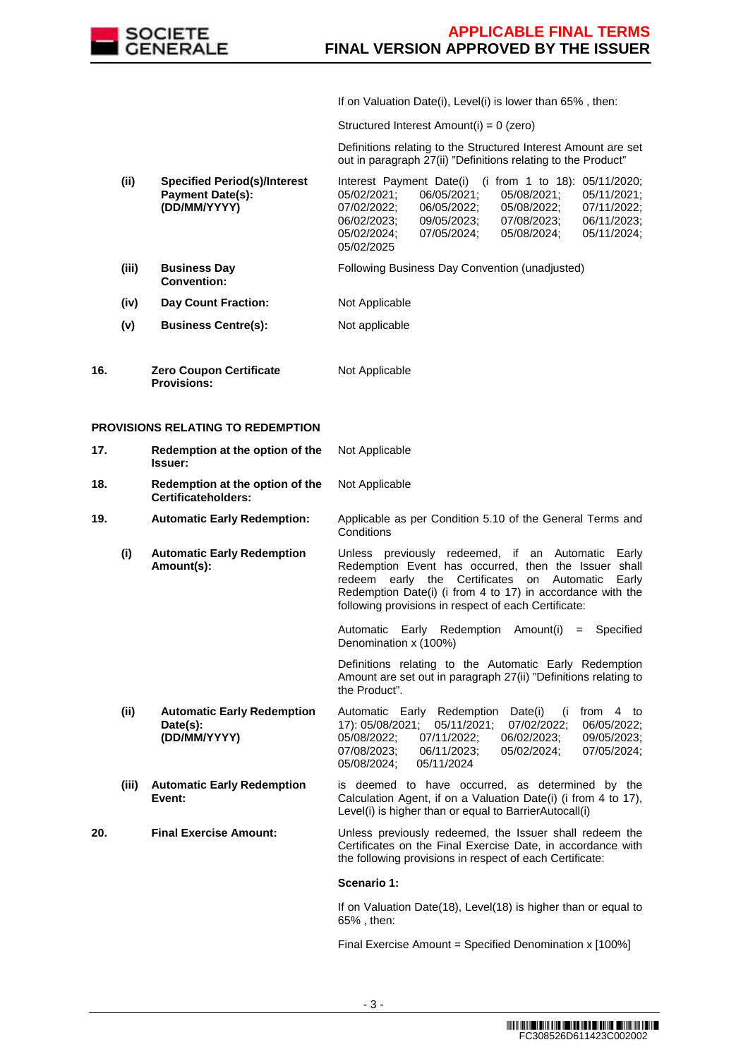| | | | |
|---|---|---|---|
| | | | If on Valuation Date(i), Level(i) is lower than 65% , then: |
| | | | Structured Interest Amount(i) = 0 (zero) |
| | | | Definitions relating to the Structured Interest Amount are set out in paragraph 27(ii) "Definitions relating to the Product" |
| | (ii) | **Specified Period(s)/Interest Payment Date(s): (DD/MM/YYYY)** | Interest Payment Date(i) (i from 1 to 18): 05/11/2020; 05/02/2021; 06/05/2021; 05/08/2021; 05/11/2021; 07/02/2022; 06/05/2022; 05/08/2022; 07/11/2022; 06/02/2023; 09/05/2023; 07/08/2023; 06/11/2023; 05/02/2024; 07/05/2024; 05/08/2024; 05/11/2024; 05/02/2025 |
| | (iii) | **Business Day Convention:** | Following Business Day Convention (unadjusted) |
| | (iv) | **Day Count Fraction:** | Not Applicable |
| | (v) | **Business Centre(s):** | Not applicable |
| **16.** | | **Zero Coupon Certificate Provisions:** | Not Applicable |

**PROVISIONS RELATING TO REDEMPTION**

| | | | |
|---|---|---|---|
| **17.** | | **Redemption at the option of the Issuer:** | Not Applicable |
| **18.** | | **Redemption at the option of the Certificateholders:** | Not Applicable |
| **19.** | | **Automatic Early Redemption:** | Applicable as per Condition 5.10 of the General Terms and Conditions |
| | (i) | **Automatic Early Redemption Amount(s):** | Unless previously redeemed, if an Automatic Early Redemption Event has occurred, then the Issuer shall redeem early the Certificates on Automatic Early Redemption Date(i) (i from 4 to 17) in accordance with the following provisions in respect of each Certificate: |
| | | | Automatic Early Redemption Amount(i) = Specified Denomination x (100%) |
| | | | Definitions relating to the Automatic Early Redemption Amount are set out in paragraph 27(ii) "Definitions relating to the Product". |
| | (ii) | **Automatic Early Redemption Date(s): (DD/MM/YYYY)** | Automatic Early Redemption Date(i) (i from 4 to 17): 05/08/2021; 05/11/2021; 07/02/2022; 06/05/2022; 05/08/2022; 07/11/2022; 06/02/2023; 09/05/2023; 07/08/2023; 06/11/2023; 05/02/2024; 07/05/2024; 05/08/2024; 05/11/2024 |
| | (iii) | **Automatic Early Redemption Event:** | is deemed to have occurred, as determined by the Calculation Agent, if on a Valuation Date(i) (i from 4 to 17), Level(i) is higher than or equal to BarrierAutocall(i) |
| **20.** | | **Final Exercise Amount:** | Unless previously redeemed, the Issuer shall redeem the Certificates on the Final Exercise Date, in accordance with the following provisions in respect of each Certificate: |
| | | | **Scenario 1:** |
| | | | If on Valuation Date(18), Level(18) is higher than or equal to 65% , then: |
| | | | Final Exercise Amount = Specified Denomination x [100%] |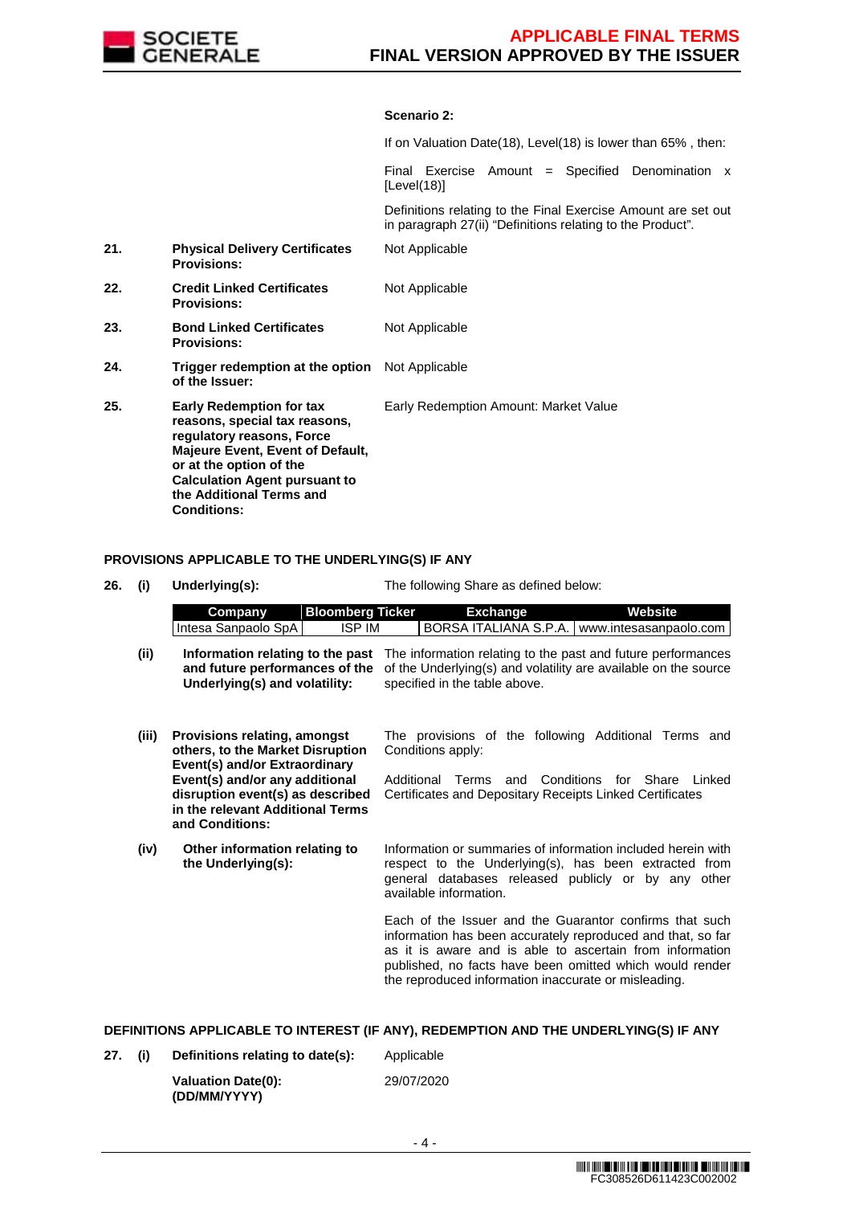**Scenario 2:**

If on Valuation Date(18), Level(18) is lower than 65% , then:

Final Exercise Amount = Specified Denomination x [Level(18)]

Definitions relating to the Final Exercise Amount are set out in paragraph 27(ii) "Definitions relating to the Product".

**21. Physical Delivery Certificates Provisions:** Not Applicable

**22. Credit Linked Certificates Provisions:** Not Applicable

**23. Bond Linked Certificates Provisions:** Not Applicable

**24. Trigger redemption at the option of the Issuer:** Not Applicable

**25. Early Redemption for tax reasons, special tax reasons, regulatory reasons, Force Majeure Event, Event of Default, or at the option of the Calculation Agent pursuant to the Additional Terms and Conditions:** Early Redemption Amount: Market Value

## PROVISIONS APPLICABLE TO THE UNDERLYING(S) IF ANY

**26. (i) Underlying(s):** The following Share as defined below:

| Company | Bloomberg Ticker | Exchange | Website |
|---|---|---|---|
| Intesa Sanpaolo SpA | ISP IM | BORSA ITALIANA S.P.A. | www.intesasanpaolo.com |

**(ii) Information relating to the past and future performances of the Underlying(s) and volatility:** The information relating to the past and future performances of the Underlying(s) and volatility are available on the source specified in the table above.

**(iii) Provisions relating, amongst others, to the Market Disruption Event(s) and/or Extraordinary Event(s) and/or any additional disruption event(s) as described in the relevant Additional Terms and Conditions:** The provisions of the following Additional Terms and Conditions apply:

Additional Terms and Conditions for Share Linked Certificates and Depositary Receipts Linked Certificates

**(iv) Other information relating to the Underlying(s):** Information or summaries of information included herein with respect to the Underlying(s), has been extracted from general databases released publicly or by any other available information.

Each of the Issuer and the Guarantor confirms that such information has been accurately reproduced and that, so far as it is aware and is able to ascertain from information published, no facts have been omitted which would render the reproduced information inaccurate or misleading.

## DEFINITIONS APPLICABLE TO INTEREST (IF ANY), REDEMPTION AND THE UNDERLYING(S) IF ANY

**27. (i) Definitions relating to date(s):** Applicable

**Valuation Date(0): (DD/MM/YYYY)** 29/07/2020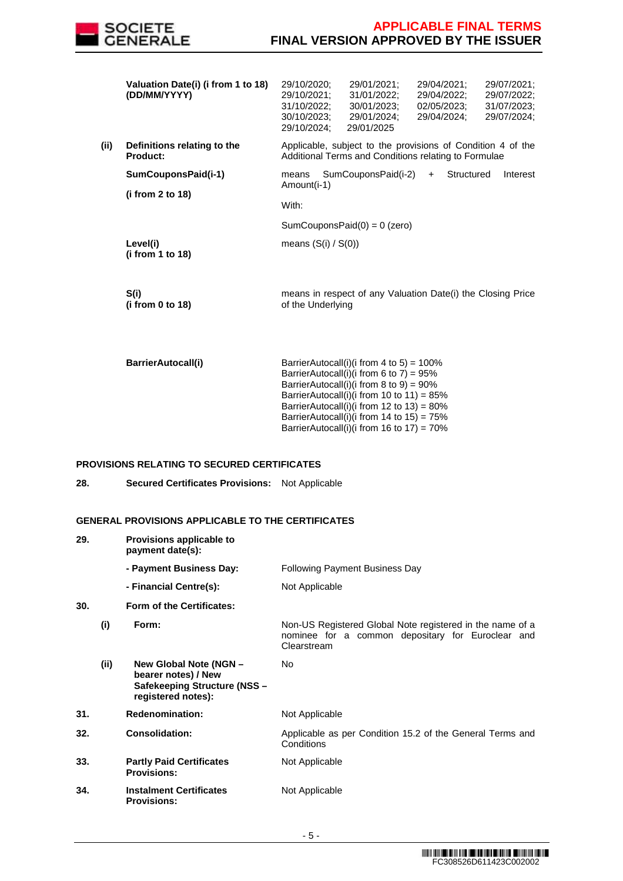| | | |
|---|---|---|
| | **Valuation Date(i) (i from 1 to 18) (DD/MM/YYYY)** | 29/10/2020; 29/01/2021; 29/04/2021; 29/07/2021; 29/10/2021; 31/01/2022; 29/04/2022; 29/07/2022; 31/10/2022; 30/01/2023; 02/05/2023; 31/07/2023; 30/10/2023; 29/01/2024; 29/04/2024; 29/07/2024; 29/10/2024; 29/01/2025 |
| **(ii)** | **Definitions relating to the Product:** | Applicable, subject to the provisions of Condition 4 of the Additional Terms and Conditions relating to Formulae |
| | **SumCouponsPaid(i-1)** **(i from 2 to 18)** | means SumCouponsPaid(i-2) + Structured Interest Amount(i-1) With: SumCouponsPaid(0) = 0 (zero) |
| | **Level(i)** **(i from 1 to 18)** | means (S(i) / S(0)) |
| | **S(i)** **(i from 0 to 18)** | means in respect of any Valuation Date(i) the Closing Price of the Underlying |
| | **BarrierAutocall(i)** | BarrierAutocall(i)(i from 4 to 5) = 100%<br>BarrierAutocall(i)(i from 6 to 7) = 95%<br>BarrierAutocall(i)(i from 8 to 9) = 90%<br>BarrierAutocall(i)(i from 10 to 11) = 85%<br>BarrierAutocall(i)(i from 12 to 13) = 80%<br>BarrierAutocall(i)(i from 14 to 15) = 75%<br>BarrierAutocall(i)(i from 16 to 17) = 70% |

**PROVISIONS RELATING TO SECURED CERTIFICATES**

| | | |
|---|---|---|
| **28.** | **Secured Certificates Provisions:** | Not Applicable |

**GENERAL PROVISIONS APPLICABLE TO THE CERTIFICATES**

| | | | |
|---|---|---|---|
| **29.** | | **Provisions applicable to payment date(s):** | |
| | | **- Payment Business Day:** | Following Payment Business Day |
| | | **- Financial Centre(s):** | Not Applicable |
| **30.** | | **Form of the Certificates:** | |
| | **(i)** | **Form:** | Non-US Registered Global Note registered in the name of a nominee for a common depositary for Euroclear and Clearstream |
| | **(ii)** | **New Global Note (NGN – bearer notes) / New Safekeeping Structure (NSS – registered notes):** | No |
| **31.** | | **Redenomination:** | Not Applicable |
| **32.** | | **Consolidation:** | Applicable as per Condition 15.2 of the General Terms and Conditions |
| **33.** | | **Partly Paid Certificates Provisions:** | Not Applicable |
| **34.** | | **Instalment Certificates Provisions:** | Not Applicable |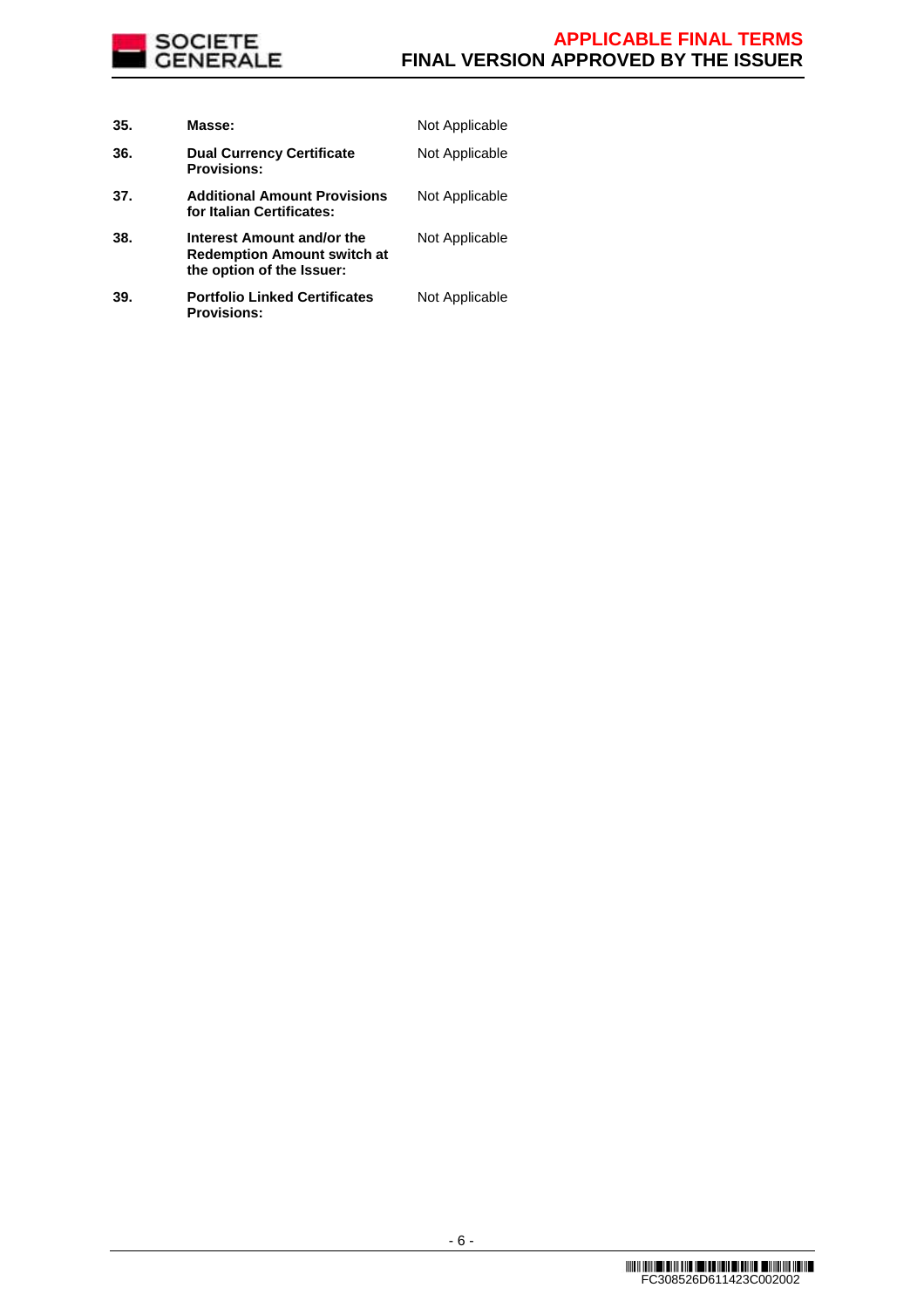| | | |
|---|---|---|
| **35.** | **Masse:** | Not Applicable |
| **36.** | **Dual Currency Certificate Provisions:** | Not Applicable |
| **37.** | **Additional Amount Provisions for Italian Certificates:** | Not Applicable |
| **38.** | **Interest Amount and/or the Redemption Amount switch at the option of the Issuer:** | Not Applicable |
| **39.** | **Portfolio Linked Certificates Provisions:** | Not Applicable |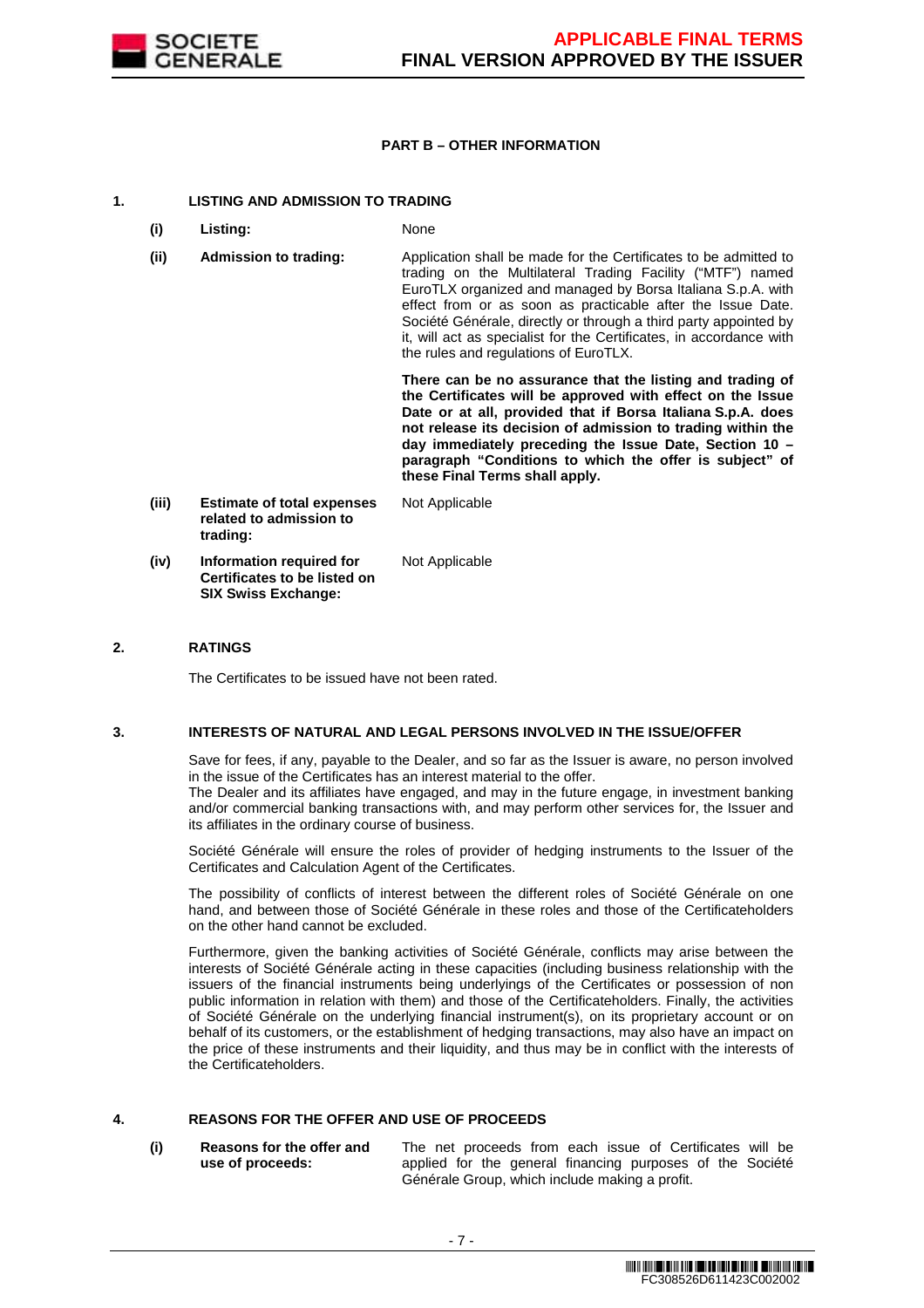## PART B – OTHER INFORMATION

### 1. LISTING AND ADMISSION TO TRADING

| | | |
|---|---|---|
| **(i)** | **Listing:** | None |
| **(ii)** | **Admission to trading:** | Application shall be made for the Certificates to be admitted to trading on the Multilateral Trading Facility ("MTF") named EuroTLX organized and managed by Borsa Italiana S.p.A. with effect from or as soon as practicable after the Issue Date. Société Générale, directly or through a third party appointed by it, will act as specialist for the Certificates, in accordance with the rules and regulations of EuroTLX. **There can be no assurance that the listing and trading of the Certificates will be approved with effect on the Issue Date or at all, provided that if Borsa Italiana S.p.A. does not release its decision of admission to trading within the day immediately preceding the Issue Date, Section 10 – paragraph "Conditions to which the offer is subject" of these Final Terms shall apply.** |
| **(iii)** | **Estimate of total expenses related to admission to trading:** | Not Applicable |
| **(iv)** | **Information required for Certificates to be listed on SIX Swiss Exchange:** | Not Applicable |

### 2. RATINGS

The Certificates to be issued have not been rated.

### 3. INTERESTS OF NATURAL AND LEGAL PERSONS INVOLVED IN THE ISSUE/OFFER

Save for fees, if any, payable to the Dealer, and so far as the Issuer is aware, no person involved in the issue of the Certificates has an interest material to the offer.
The Dealer and its affiliates have engaged, and may in the future engage, in investment banking and/or commercial banking transactions with, and may perform other services for, the Issuer and its affiliates in the ordinary course of business.

Société Générale will ensure the roles of provider of hedging instruments to the Issuer of the Certificates and Calculation Agent of the Certificates.

The possibility of conflicts of interest between the different roles of Société Générale on one hand, and between those of Société Générale in these roles and those of the Certificateholders on the other hand cannot be excluded.

Furthermore, given the banking activities of Société Générale, conflicts may arise between the interests of Société Générale acting in these capacities (including business relationship with the issuers of the financial instruments being underlyings of the Certificates or possession of non public information in relation with them) and those of the Certificateholders. Finally, the activities of Société Générale on the underlying financial instrument(s), on its proprietary account or on behalf of its customers, or the establishment of hedging transactions, may also have an impact on the price of these instruments and their liquidity, and thus may be in conflict with the interests of the Certificateholders.

### 4. REASONS FOR THE OFFER AND USE OF PROCEEDS

| | | |
|---|---|---|
| **(i)** | **Reasons for the offer and use of proceeds:** | The net proceeds from each issue of Certificates will be applied for the general financing purposes of the Société Générale Group, which include making a profit. |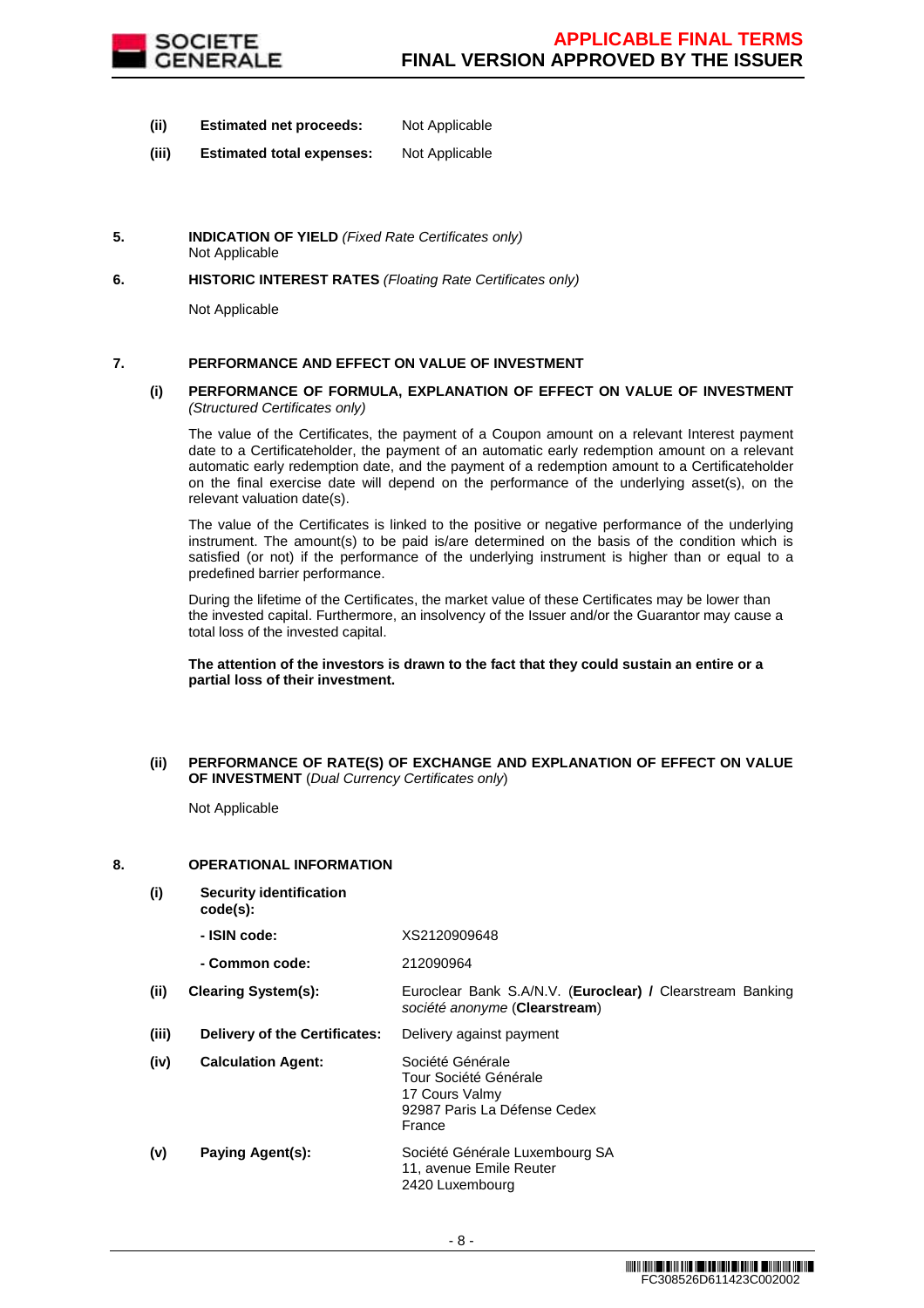**(ii) Estimated net proceeds:** Not Applicable

**(iii) Estimated total expenses:** Not Applicable

**5. INDICATION OF YIELD** *(Fixed Rate Certificates only)*

Not Applicable

**6. HISTORIC INTEREST RATES** *(Floating Rate Certificates only)*

Not Applicable

**7. PERFORMANCE AND EFFECT ON VALUE OF INVESTMENT**

**(i) PERFORMANCE OF FORMULA, EXPLANATION OF EFFECT ON VALUE OF INVESTMENT** *(Structured Certificates only)*

The value of the Certificates, the payment of a Coupon amount on a relevant Interest payment date to a Certificateholder, the payment of an automatic early redemption amount on a relevant automatic early redemption date, and the payment of a redemption amount to a Certificateholder on the final exercise date will depend on the performance of the underlying asset(s), on the relevant valuation date(s).

The value of the Certificates is linked to the positive or negative performance of the underlying instrument. The amount(s) to be paid is/are determined on the basis of the condition which is satisfied (or not) if the performance of the underlying instrument is higher than or equal to a predefined barrier performance.

During the lifetime of the Certificates, the market value of these Certificates may be lower than the invested capital. Furthermore, an insolvency of the Issuer and/or the Guarantor may cause a total loss of the invested capital.

**The attention of the investors is drawn to the fact that they could sustain an entire or a partial loss of their investment.**

**(ii) PERFORMANCE OF RATE(S) OF EXCHANGE AND EXPLANATION OF EFFECT ON VALUE OF INVESTMENT** (*Dual Currency Certificates only*)

Not Applicable

**8. OPERATIONAL INFORMATION**

**(i) Security identification code(s):**

**- ISIN code:** XS2120909648

**- Common code:** 212090964

**(ii) Clearing System(s):** Euroclear Bank S.A/N.V. (**Euroclear) /** Clearstream Banking *société anonyme* (**Clearstream**)

**(iii) Delivery of the Certificates:** Delivery against payment

**(iv) Calculation Agent:** Société Générale
Tour Société Générale
17 Cours Valmy
92987 Paris La Défense Cedex
France

**(v) Paying Agent(s):** Société Générale Luxembourg SA
11, avenue Emile Reuter
2420 Luxembourg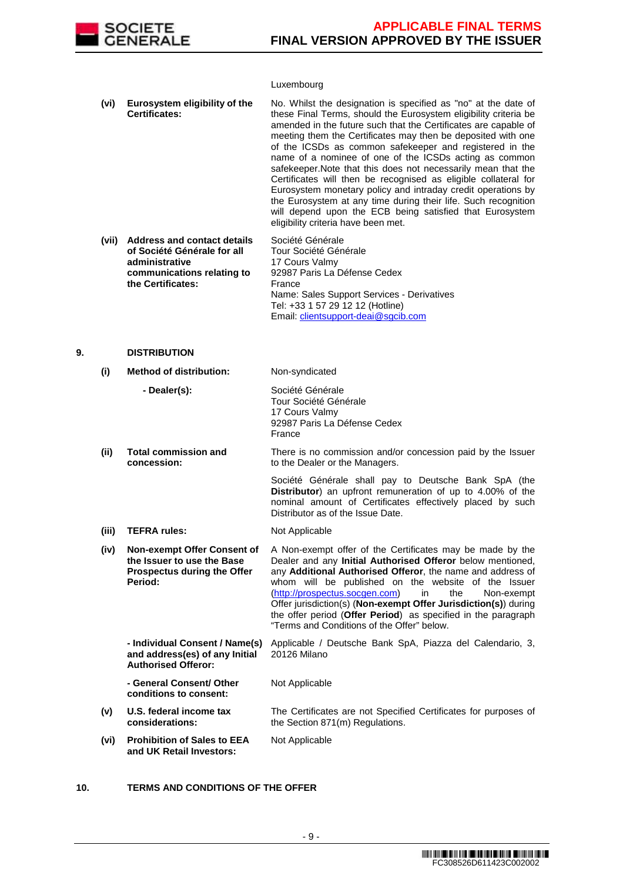| | | |
|---|---|---|
| | | Luxembourg |
| **(vi)** | **Eurosystem eligibility of the Certificates:** | No. Whilst the designation is specified as "no" at the date of these Final Terms, should the Eurosystem eligibility criteria be amended in the future such that the Certificates are capable of meeting them the Certificates may then be deposited with one of the ICSDs as common safekeeper and registered in the name of a nominee of one of the ICSDs acting as common safekeeper.Note that this does not necessarily mean that the Certificates will then be recognised as eligible collateral for Eurosystem monetary policy and intraday credit operations by the Eurosystem at any time during their life. Such recognition will depend upon the ECB being satisfied that Eurosystem eligibility criteria have been met. |
| **(vii)** | **Address and contact details of Société Générale for all administrative communications relating to the Certificates:** | Société Générale<br>Tour Société Générale<br>17 Cours Valmy<br>92987 Paris La Défense Cedex<br>France<br>Name: Sales Support Services - Derivatives<br>Tel: +33 1 57 29 12 12 (Hotline)<br>Email: clientsupport-deai@sgcib.com |

## 9. DISTRIBUTION

| | | |
|---|---|---|
| **(i)** | **Method of distribution:** | Non-syndicated |
| | **- Dealer(s):** | Société Générale<br>Tour Société Générale<br>17 Cours Valmy<br>92987 Paris La Défense Cedex<br>France |
| **(ii)** | **Total commission and concession:** | There is no commission and/or concession paid by the Issuer to the Dealer or the Managers.<br><br>Société Générale shall pay to Deutsche Bank SpA (the **Distributor**) an upfront remuneration of up to 4.00% of the nominal amount of Certificates effectively placed by such Distributor as of the Issue Date. |
| **(iii)** | **TEFRA rules:** | Not Applicable |
| **(iv)** | **Non-exempt Offer Consent of the Issuer to use the Base Prospectus during the Offer Period:** | A Non-exempt offer of the Certificates may be made by the Dealer and any **Initial Authorised Offeror** below mentioned, any **Additional Authorised Offeror**, the name and address of whom will be published on the website of the Issuer (http://prospectus.socgen.com) in the Non-exempt Offer jurisdiction(s) (**Non-exempt Offer Jurisdiction(s)**) during the offer period (**Offer Period**) as specified in the paragraph "Terms and Conditions of the Offer" below. |
| | **- Individual Consent / Name(s) and address(es) of any Initial Authorised Offeror:** | Applicable / Deutsche Bank SpA, Piazza del Calendario, 3, 20126 Milano |
| | **- General Consent/ Other conditions to consent:** | Not Applicable |
| **(v)** | **U.S. federal income tax considerations:** | The Certificates are not Specified Certificates for purposes of the Section 871(m) Regulations. |
| **(vi)** | **Prohibition of Sales to EEA and UK Retail Investors:** | Not Applicable |

## 10. TERMS AND CONDITIONS OF THE OFFER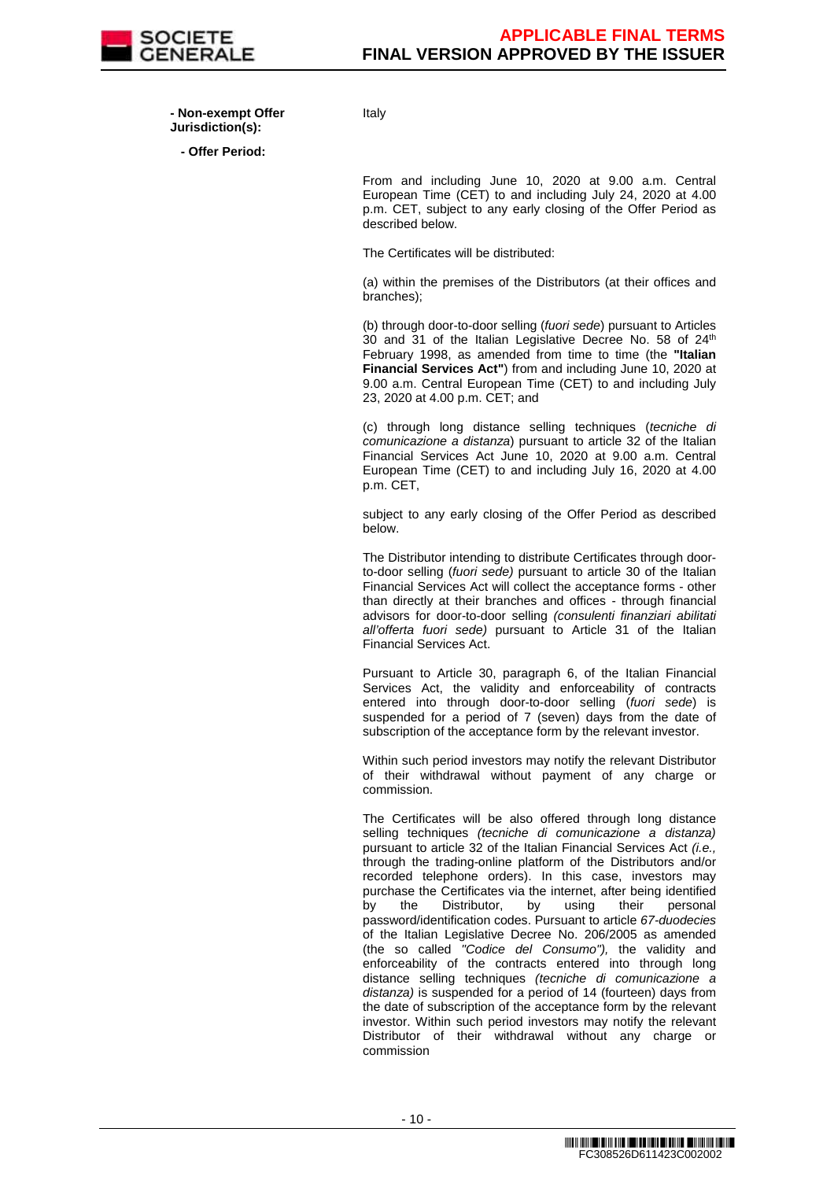**- Non-exempt Offer Jurisdiction(s):** Italy

**- Offer Period:**

From and including June 10, 2020 at 9.00 a.m. Central European Time (CET) to and including July 24, 2020 at 4.00 p.m. CET, subject to any early closing of the Offer Period as described below.

The Certificates will be distributed:

(a) within the premises of the Distributors (at their offices and branches);

(b) through door-to-door selling (*fuori sede*) pursuant to Articles 30 and 31 of the Italian Legislative Decree No. 58 of 24th February 1998, as amended from time to time (the **"Italian Financial Services Act"**) from and including June 10, 2020 at 9.00 a.m. Central European Time (CET) to and including July 23, 2020 at 4.00 p.m. CET; and

(c) through long distance selling techniques (*tecniche di comunicazione a distanza*) pursuant to article 32 of the Italian Financial Services Act June 10, 2020 at 9.00 a.m. Central European Time (CET) to and including July 16, 2020 at 4.00 p.m. CET,

subject to any early closing of the Offer Period as described below.

The Distributor intending to distribute Certificates through door-to-door selling (*fuori sede)* pursuant to article 30 of the Italian Financial Services Act will collect the acceptance forms - other than directly at their branches and offices - through financial advisors for door-to-door selling *(consulenti finanziari abilitati all'offerta fuori sede)* pursuant to Article 31 of the Italian Financial Services Act.

Pursuant to Article 30, paragraph 6, of the Italian Financial Services Act, the validity and enforceability of contracts entered into through door-to-door selling (*fuori sede*) is suspended for a period of 7 (seven) days from the date of subscription of the acceptance form by the relevant investor.

Within such period investors may notify the relevant Distributor of their withdrawal without payment of any charge or commission.

The Certificates will be also offered through long distance selling techniques *(tecniche di comunicazione a distanza)* pursuant to article 32 of the Italian Financial Services Act *(i.e.,* through the trading-online platform of the Distributors and/or recorded telephone orders). In this case, investors may purchase the Certificates via the internet, after being identified by the Distributor, by using their personal password/identification codes. Pursuant to article *67-duodecies* of the Italian Legislative Decree No. 206/2005 as amended (the so called *"Codice del Consumo"),* the validity and enforceability of the contracts entered into through long distance selling techniques *(tecniche di comunicazione a distanza)* is suspended for a period of 14 (fourteen) days from the date of subscription of the acceptance form by the relevant investor. Within such period investors may notify the relevant Distributor of their withdrawal without any charge or commission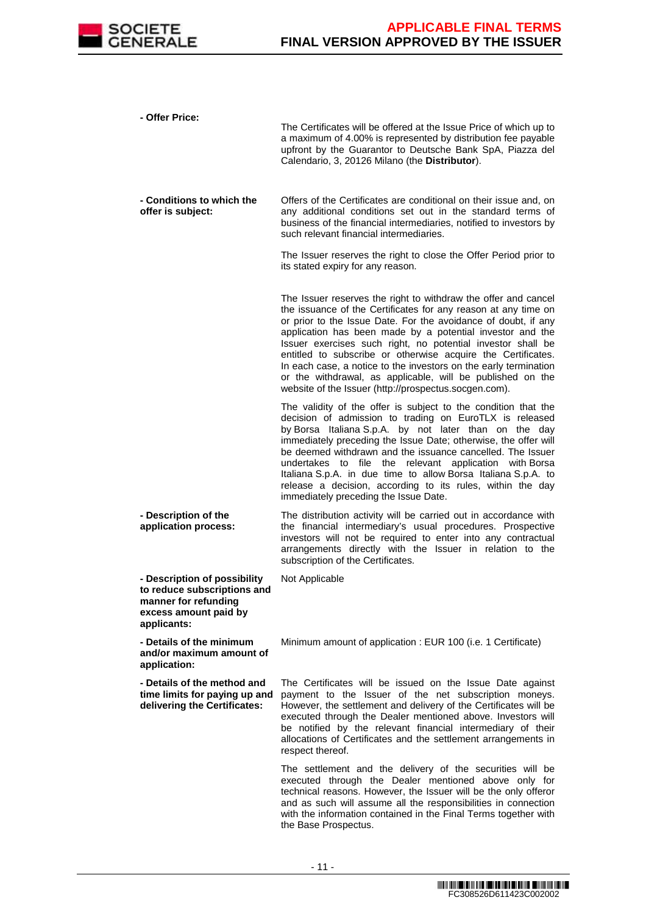| | |
|---|---|
| **- Offer Price:** | The Certificates will be offered at the Issue Price of which up to a maximum of 4.00% is represented by distribution fee payable upfront by the Guarantor to Deutsche Bank SpA, Piazza del Calendario, 3, 20126 Milano (the **Distributor**). |
| **- Conditions to which the offer is subject:** | Offers of the Certificates are conditional on their issue and, on any additional conditions set out in the standard terms of business of the financial intermediaries, notified to investors by such relevant financial intermediaries.<br><br>The Issuer reserves the right to close the Offer Period prior to its stated expiry for any reason.<br><br>The Issuer reserves the right to withdraw the offer and cancel the issuance of the Certificates for any reason at any time on or prior to the Issue Date. For the avoidance of doubt, if any application has been made by a potential investor and the Issuer exercises such right, no potential investor shall be entitled to subscribe or otherwise acquire the Certificates. In each case, a notice to the investors on the early termination or the withdrawal, as applicable, will be published on the website of the Issuer (http://prospectus.socgen.com).<br><br>The validity of the offer is subject to the condition that the decision of admission to trading on EuroTLX is released by Borsa Italiana S.p.A. by not later than on the day immediately preceding the Issue Date; otherwise, the offer will be deemed withdrawn and the issuance cancelled. The Issuer undertakes to file the relevant application with Borsa Italiana S.p.A. in due time to allow Borsa Italiana S.p.A. to release a decision, according to its rules, within the day immediately preceding the Issue Date. |
| **- Description of the application process:** | The distribution activity will be carried out in accordance with the financial intermediary's usual procedures. Prospective investors will not be required to enter into any contractual arrangements directly with the Issuer in relation to the subscription of the Certificates. |
| **- Description of possibility to reduce subscriptions and manner for refunding excess amount paid by applicants:** | Not Applicable |
| **- Details of the minimum and/or maximum amount of application:** | Minimum amount of application : EUR 100 (i.e. 1 Certificate) |
| **- Details of the method and time limits for paying up and delivering the Certificates:** | The Certificates will be issued on the Issue Date against payment to the Issuer of the net subscription moneys. However, the settlement and delivery of the Certificates will be executed through the Dealer mentioned above. Investors will be notified by the relevant financial intermediary of their allocations of Certificates and the settlement arrangements in respect thereof.<br><br>The settlement and the delivery of the securities will be executed through the Dealer mentioned above only for technical reasons. However, the Issuer will be the only offeror and as such will assume all the responsibilities in connection with the information contained in the Final Terms together with the Base Prospectus. |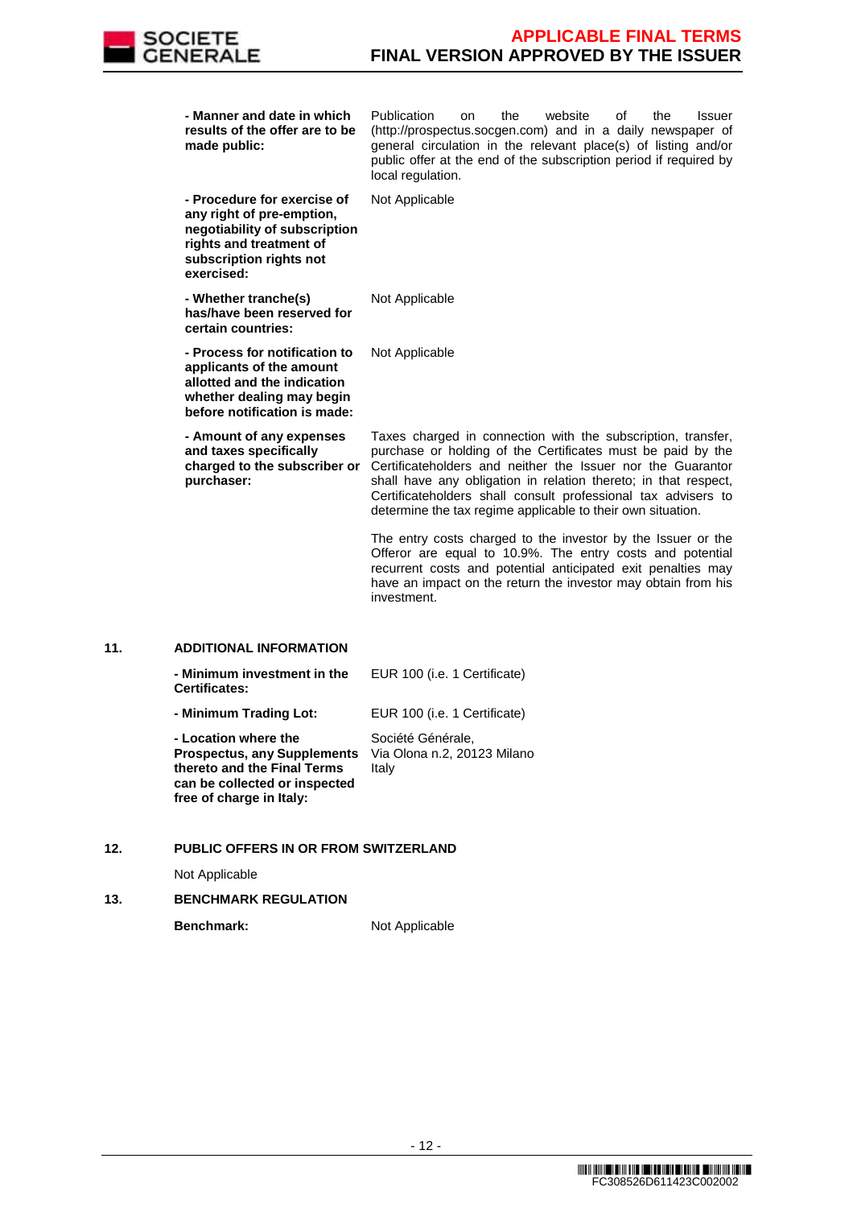| | |
|---|---|
| **- Manner and date in which results of the offer are to be made public:** | Publication on the website of the Issuer (http://prospectus.socgen.com) and in a daily newspaper of general circulation in the relevant place(s) of listing and/or public offer at the end of the subscription period if required by local regulation. |
| **- Procedure for exercise of any right of pre-emption, negotiability of subscription rights and treatment of subscription rights not exercised:** | Not Applicable |
| **- Whether tranche(s) has/have been reserved for certain countries:** | Not Applicable |
| **- Process for notification to applicants of the amount allotted and the indication whether dealing may begin before notification is made:** | Not Applicable |
| **- Amount of any expenses and taxes specifically charged to the subscriber or purchaser:** | Taxes charged in connection with the subscription, transfer, purchase or holding of the Certificates must be paid by the Certificateholders and neither the Issuer nor the Guarantor shall have any obligation in relation thereto; in that respect, Certificateholders shall consult professional tax advisers to determine the tax regime applicable to their own situation.<br><br>The entry costs charged to the investor by the Issuer or the Offeror are equal to 10.9%. The entry costs and potential recurrent costs and potential anticipated exit penalties may have an impact on the return the investor may obtain from his investment. |

## 11. ADDITIONAL INFORMATION

| | |
|---|---|
| **- Minimum investment in the Certificates:** | EUR 100 (i.e. 1 Certificate) |
| **- Minimum Trading Lot:** | EUR 100 (i.e. 1 Certificate) |
| **- Location where the Prospectus, any Supplements thereto and the Final Terms can be collected or inspected free of charge in Italy:** | Société Générale,<br>Via Olona n.2, 20123 Milano<br>Italy |

## 12. PUBLIC OFFERS IN OR FROM SWITZERLAND

Not Applicable

## 13. BENCHMARK REGULATION

| | |
|---|---|
| **Benchmark:** | Not Applicable |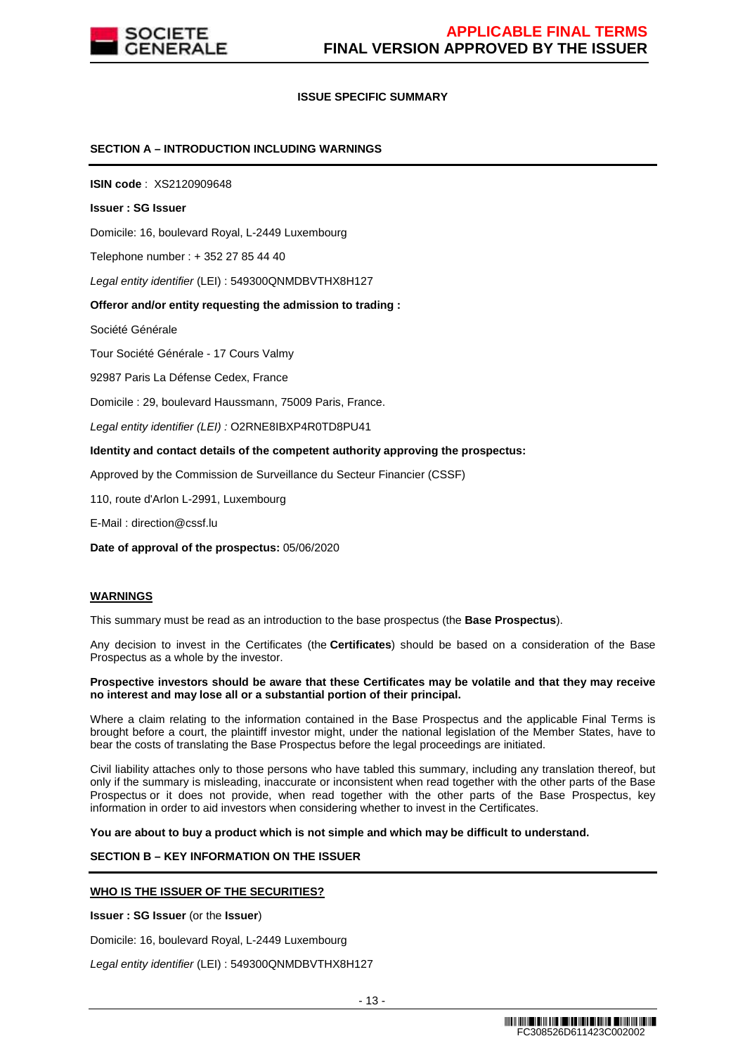**ISSUE SPECIFIC SUMMARY**

**SECTION A – INTRODUCTION INCLUDING WARNINGS**

**ISIN code** : XS2120909648

**Issuer : SG Issuer**

Domicile: 16, boulevard Royal, L-2449 Luxembourg

Telephone number : + 352 27 85 44 40

*Legal entity identifier* (LEI) : 549300QNMDBVTHX8H127

**Offeror and/or entity requesting the admission to trading :**

Société Générale

Tour Société Générale - 17 Cours Valmy

92987 Paris La Défense Cedex, France

Domicile : 29, boulevard Haussmann, 75009 Paris, France.

*Legal entity identifier (LEI) :* O2RNE8IBXP4R0TD8PU41

**Identity and contact details of the competent authority approving the prospectus:**

Approved by the Commission de Surveillance du Secteur Financier (CSSF)

110, route d'Arlon L-2991, Luxembourg

E-Mail : direction@cssf.lu

**Date of approval of the prospectus:** 05/06/2020

**WARNINGS**

This summary must be read as an introduction to the base prospectus (the **Base Prospectus**).

Any decision to invest in the Certificates (the **Certificates**) should be based on a consideration of the Base Prospectus as a whole by the investor.

**Prospective investors should be aware that these Certificates may be volatile and that they may receive no interest and may lose all or a substantial portion of their principal.**

Where a claim relating to the information contained in the Base Prospectus and the applicable Final Terms is brought before a court, the plaintiff investor might, under the national legislation of the Member States, have to bear the costs of translating the Base Prospectus before the legal proceedings are initiated.

Civil liability attaches only to those persons who have tabled this summary, including any translation thereof, but only if the summary is misleading, inaccurate or inconsistent when read together with the other parts of the Base Prospectus or it does not provide, when read together with the other parts of the Base Prospectus, key information in order to aid investors when considering whether to invest in the Certificates.

**You are about to buy a product which is not simple and which may be difficult to understand.**

**SECTION B – KEY INFORMATION ON THE ISSUER**

**WHO IS THE ISSUER OF THE SECURITIES?**

**Issuer : SG Issuer** (or the **Issuer**)

Domicile: 16, boulevard Royal, L-2449 Luxembourg

*Legal entity identifier* (LEI) : 549300QNMDBVTHX8H127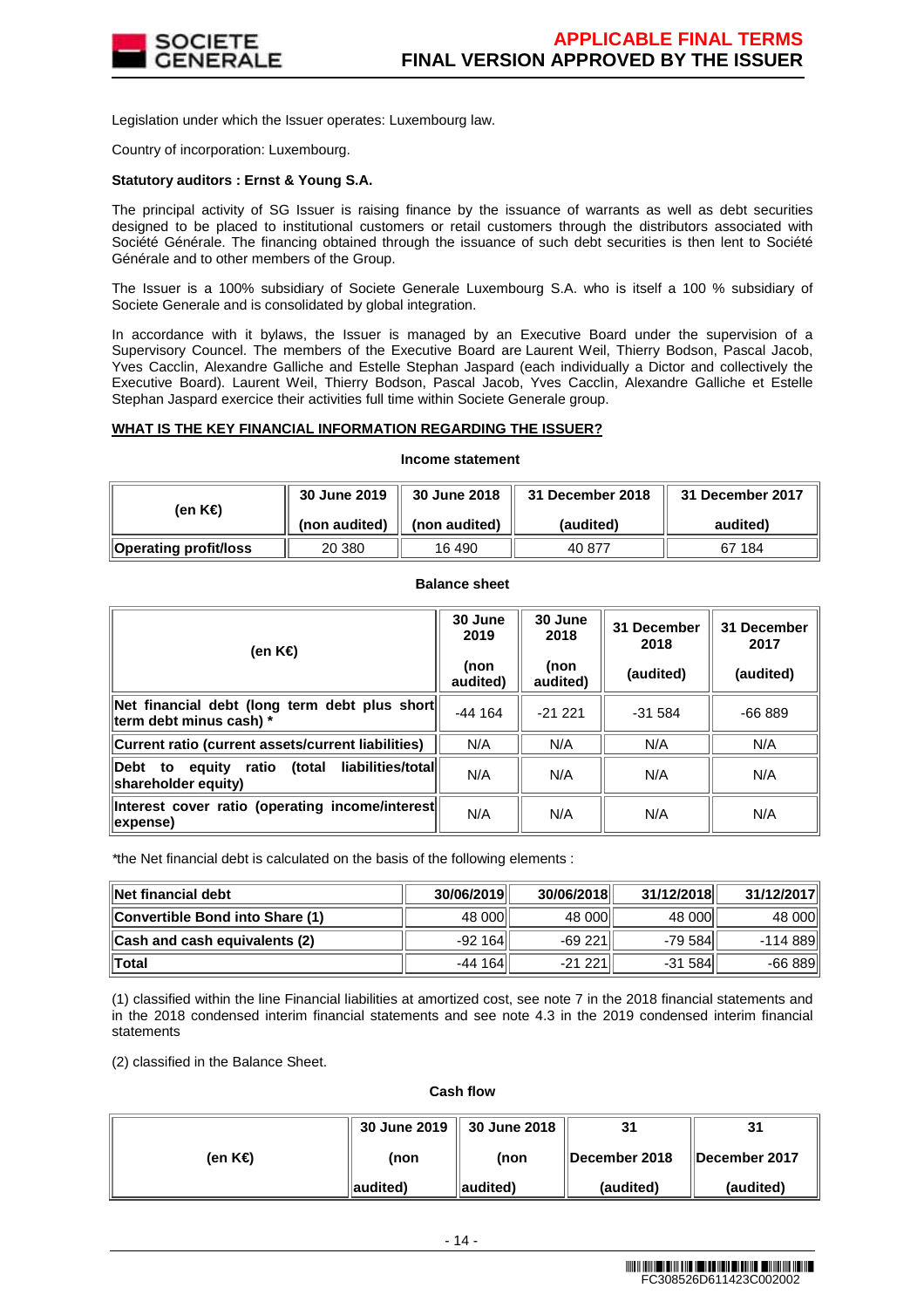Legislation under which the Issuer operates: Luxembourg law.

Country of incorporation: Luxembourg.

**Statutory auditors : Ernst & Young S.A.**

The principal activity of SG Issuer is raising finance by the issuance of warrants as well as debt securities designed to be placed to institutional customers or retail customers through the distributors associated with Société Générale. The financing obtained through the issuance of such debt securities is then lent to Société Générale and to other members of the Group.

The Issuer is a 100% subsidiary of Societe Generale Luxembourg S.A. who is itself a 100 % subsidiary of Societe Generale and is consolidated by global integration.

In accordance with it bylaws, the Issuer is managed by an Executive Board under the supervision of a Supervisory Councel. The members of the Executive Board are Laurent Weil, Thierry Bodson, Pascal Jacob, Yves Cacclin, Alexandre Galliche and Estelle Stephan Jaspard (each individually a Dictor and collectively the Executive Board). Laurent Weil, Thierry Bodson, Pascal Jacob, Yves Cacclin, Alexandre Galliche et Estelle Stephan Jaspard exercice their activities full time within Societe Generale group.

**WHAT IS THE KEY FINANCIAL INFORMATION REGARDING THE ISSUER?**

**Income statement**

| (en K€) | 30 June 2019 (non audited) | 30 June 2018 (non audited) | 31 December 2018 (audited) | 31 December 2017 audited) |
|---|---|---|---|---|
| **Operating profit/loss** | 20 380 | 16 490 | 40 877 | 67 184 |

**Balance sheet**

| (en K€) | 30 June 2019 (non audited) | 30 June 2018 (non audited) | 31 December 2018 (audited) | 31 December 2017 (audited) |
|---|---|---|---|---|
| **Net financial debt (long term debt plus short term debt minus cash) *** | -44 164 | -21 221 | -31 584 | -66 889 |
| **Current ratio (current assets/current liabilities)** | N/A | N/A | N/A | N/A |
| **Debt to equity ratio (total liabilities/total shareholder equity)** | N/A | N/A | N/A | N/A |
| **Interest cover ratio (operating income/interest expense)** | N/A | N/A | N/A | N/A |

*the Net financial debt is calculated on the basis of the following elements :

| Net financial debt | 30/06/2019 | 30/06/2018 | 31/12/2018 | 31/12/2017 |
|---|---|---|---|---|
| **Convertible Bond into Share (1)** | 48 000 | 48 000 | 48 000 | 48 000 |
| **Cash and cash equivalents (2)** | -92 164 | -69 221 | -79 584 | -114 889 |
| **Total** | -44 164 | -21 221 | -31 584 | -66 889 |

(1) classified within the line Financial liabilities at amortized cost, see note 7 in the 2018 financial statements and in the 2018 condensed interim financial statements and see note 4.3 in the 2019 condensed interim financial statements

(2) classified in the Balance Sheet.

**Cash flow**

| (en K€) | 30 June 2019 (non audited) | 30 June 2018 (non audited) | 31 December 2018 (audited) | 31 December 2017 (audited) |
|---|---|---|---|---|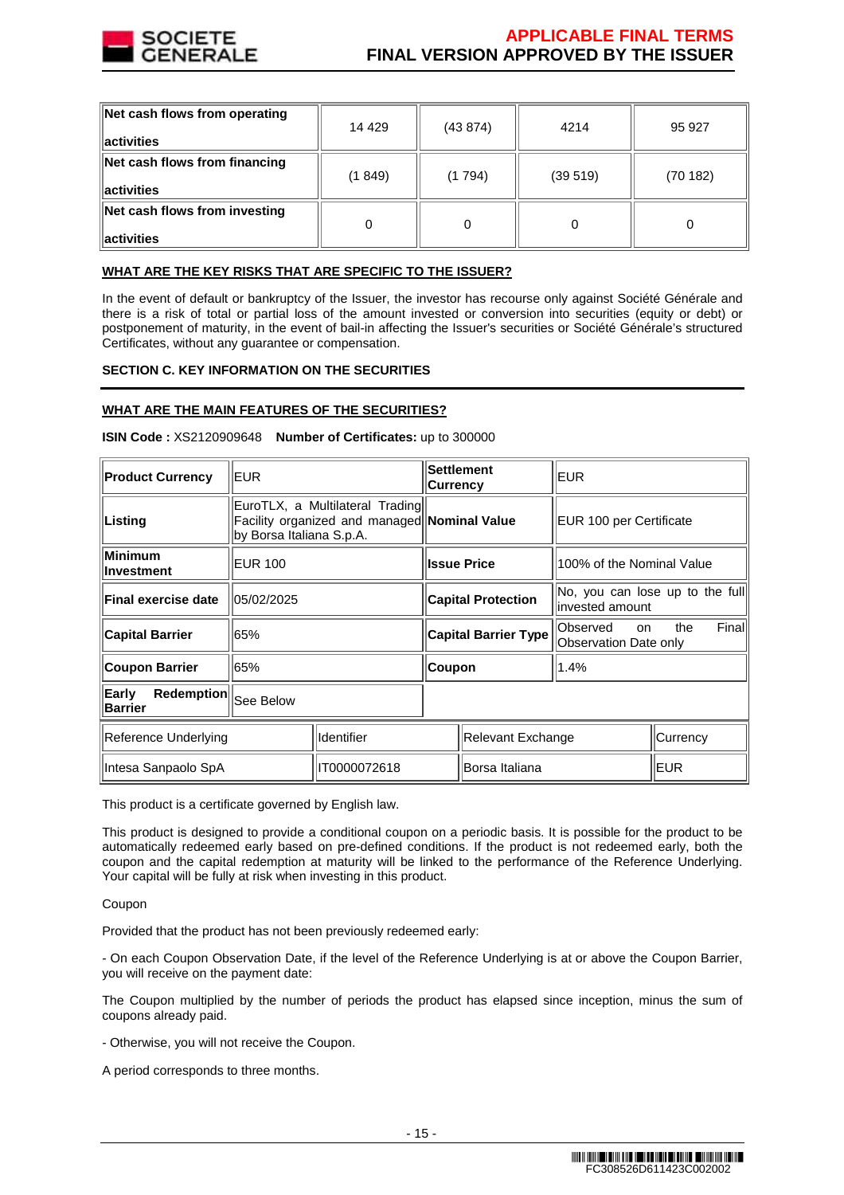| Net cash flows from operating activities | 14 429 | (43 874) | 4214 | 95 927 |
|---|---|---|---|---|
| Net cash flows from financing activities | (1 849) | (1 794) | (39 519) | (70 182) |
| Net cash flows from investing activities | 0 | 0 | 0 | 0 |

**WHAT ARE THE KEY RISKS THAT ARE SPECIFIC TO THE ISSUER?**

In the event of default or bankruptcy of the Issuer, the investor has recourse only against Société Générale and there is a risk of total or partial loss of the amount invested or conversion into securities (equity or debt) or postponement of maturity, in the event of bail-in affecting the Issuer's securities or Société Générale's structured Certificates, without any guarantee or compensation.

**SECTION C. KEY INFORMATION ON THE SECURITIES**

**WHAT ARE THE MAIN FEATURES OF THE SECURITIES?**

**ISIN Code :** XS2120909648 **Number of Certificates:** up to 300000

| **Product Currency** | EUR | **Settlement Currency** | EUR |
|---|---|---|---|
| **Listing** | EuroTLX, a Multilateral Trading Facility organized and managed by Borsa Italiana S.p.A. | **Nominal Value** | EUR 100 per Certificate |
| **Minimum Investment** | EUR 100 | **Issue Price** | 100% of the Nominal Value |
| **Final exercise date** | 05/02/2025 | **Capital Protection** | No, you can lose up to the full invested amount |
| **Capital Barrier** | 65% | **Capital Barrier Type** | Observed on the Final Observation Date only |
| **Coupon Barrier** | 65% | **Coupon** | 1.4% |
| **Early Redemption Barrier** | See Below | | |

| Reference Underlying | Identifier | Relevant Exchange | Currency |
|---|---|---|---|
| Intesa Sanpaolo SpA | IT0000072618 | Borsa Italiana | EUR |

This product is a certificate governed by English law.

This product is designed to provide a conditional coupon on a periodic basis. It is possible for the product to be automatically redeemed early based on pre-defined conditions. If the product is not redeemed early, both the coupon and the capital redemption at maturity will be linked to the performance of the Reference Underlying. Your capital will be fully at risk when investing in this product.

Coupon

Provided that the product has not been previously redeemed early:

- On each Coupon Observation Date, if the level of the Reference Underlying is at or above the Coupon Barrier, you will receive on the payment date:

The Coupon multiplied by the number of periods the product has elapsed since inception, minus the sum of coupons already paid.

- Otherwise, you will not receive the Coupon.

A period corresponds to three months.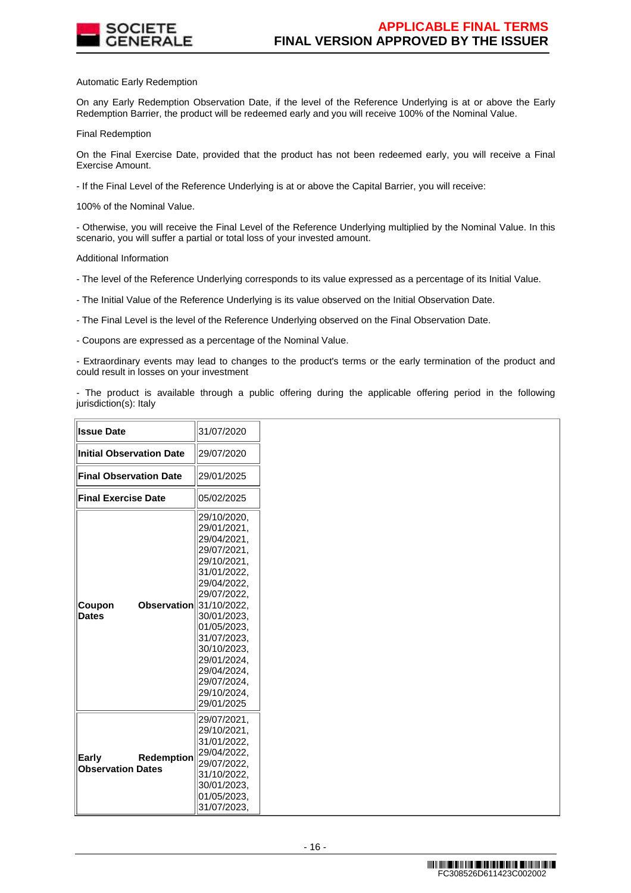Automatic Early Redemption

On any Early Redemption Observation Date, if the level of the Reference Underlying is at or above the Early Redemption Barrier, the product will be redeemed early and you will receive 100% of the Nominal Value.

Final Redemption

On the Final Exercise Date, provided that the product has not been redeemed early, you will receive a Final Exercise Amount.

- If the Final Level of the Reference Underlying is at or above the Capital Barrier, you will receive:

100% of the Nominal Value.

- Otherwise, you will receive the Final Level of the Reference Underlying multiplied by the Nominal Value. In this scenario, you will suffer a partial or total loss of your invested amount.

Additional Information

- The level of the Reference Underlying corresponds to its value expressed as a percentage of its Initial Value.

- The Initial Value of the Reference Underlying is its value observed on the Initial Observation Date.

- The Final Level is the level of the Reference Underlying observed on the Final Observation Date.

- Coupons are expressed as a percentage of the Nominal Value.

- Extraordinary events may lead to changes to the product's terms or the early termination of the product and could result in losses on your investment

- The product is available through a public offering during the applicable offering period in the following jurisdiction(s): Italy

| **Issue Date** | 31/07/2020 |
|---|---|
| **Initial Observation Date** | 29/07/2020 |
| **Final Observation Date** | 29/01/2025 |
| **Final Exercise Date** | 05/02/2025 |
| **Coupon Observation Dates** | 29/10/2020, 29/01/2021, 29/04/2021, 29/07/2021, 29/10/2021, 31/01/2022, 29/04/2022, 29/07/2022, 31/10/2022, 30/01/2023, 01/05/2023, 31/07/2023, 30/10/2023, 29/01/2024, 29/04/2024, 29/07/2024, 29/10/2024, 29/01/2025 |
| **Early Redemption Observation Dates** | 29/07/2021, 29/10/2021, 31/01/2022, 29/04/2022, 29/07/2022, 31/10/2022, 30/01/2023, 01/05/2023, 31/07/2023, |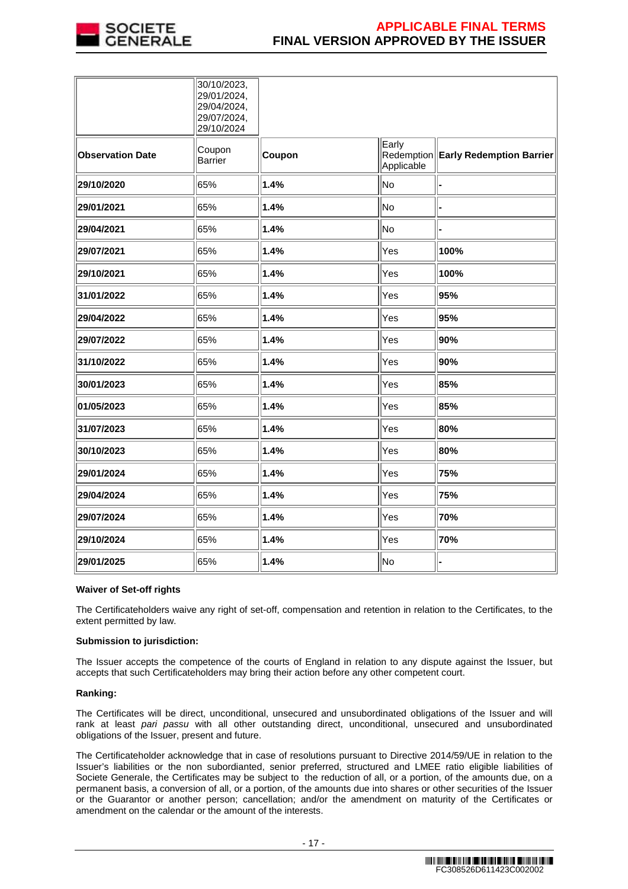| | 30/10/2023, 29/01/2024, 29/04/2024, 29/07/2024, 29/10/2024 | | | |
|---|---|---|---|---|
| **Observation Date** | Coupon Barrier | **Coupon** | Early Redemption Applicable | **Early Redemption Barrier** |
| **29/10/2020** | 65% | **1.4%** | No | **-** |
| **29/01/2021** | 65% | **1.4%** | No | **-** |
| **29/04/2021** | 65% | **1.4%** | No | **-** |
| **29/07/2021** | 65% | **1.4%** | Yes | **100%** |
| **29/10/2021** | 65% | **1.4%** | Yes | **100%** |
| **31/01/2022** | 65% | **1.4%** | Yes | **95%** |
| **29/04/2022** | 65% | **1.4%** | Yes | **95%** |
| **29/07/2022** | 65% | **1.4%** | Yes | **90%** |
| **31/10/2022** | 65% | **1.4%** | Yes | **90%** |
| **30/01/2023** | 65% | **1.4%** | Yes | **85%** |
| **01/05/2023** | 65% | **1.4%** | Yes | **85%** |
| **31/07/2023** | 65% | **1.4%** | Yes | **80%** |
| **30/10/2023** | 65% | **1.4%** | Yes | **80%** |
| **29/01/2024** | 65% | **1.4%** | Yes | **75%** |
| **29/04/2024** | 65% | **1.4%** | Yes | **75%** |
| **29/07/2024** | 65% | **1.4%** | Yes | **70%** |
| **29/10/2024** | 65% | **1.4%** | Yes | **70%** |
| **29/01/2025** | 65% | **1.4%** | No | **-** |

**Waiver of Set-off rights**

The Certificateholders waive any right of set-off, compensation and retention in relation to the Certificates, to the extent permitted by law.

**Submission to jurisdiction:**

The Issuer accepts the competence of the courts of England in relation to any dispute against the Issuer, but accepts that such Certificateholders may bring their action before any other competent court.

**Ranking:**

The Certificates will be direct, unconditional, unsecured and unsubordinated obligations of the Issuer and will rank at least *pari passu* with all other outstanding direct, unconditional, unsecured and unsubordinated obligations of the Issuer, present and future.

The Certificateholder acknowledge that in case of resolutions pursuant to Directive 2014/59/UE in relation to the Issuer's liabilities or the non subordianted, senior preferred, structured and LMEE ratio eligible liabilities of Societe Generale, the Certificates may be subject to the reduction of all, or a portion, of the amounts due, on a permanent basis, a conversion of all, or a portion, of the amounts due into shares or other securities of the Issuer or the Guarantor or another person; cancellation; and/or the amendment on maturity of the Certificates or amendment on the calendar or the amount of the interests.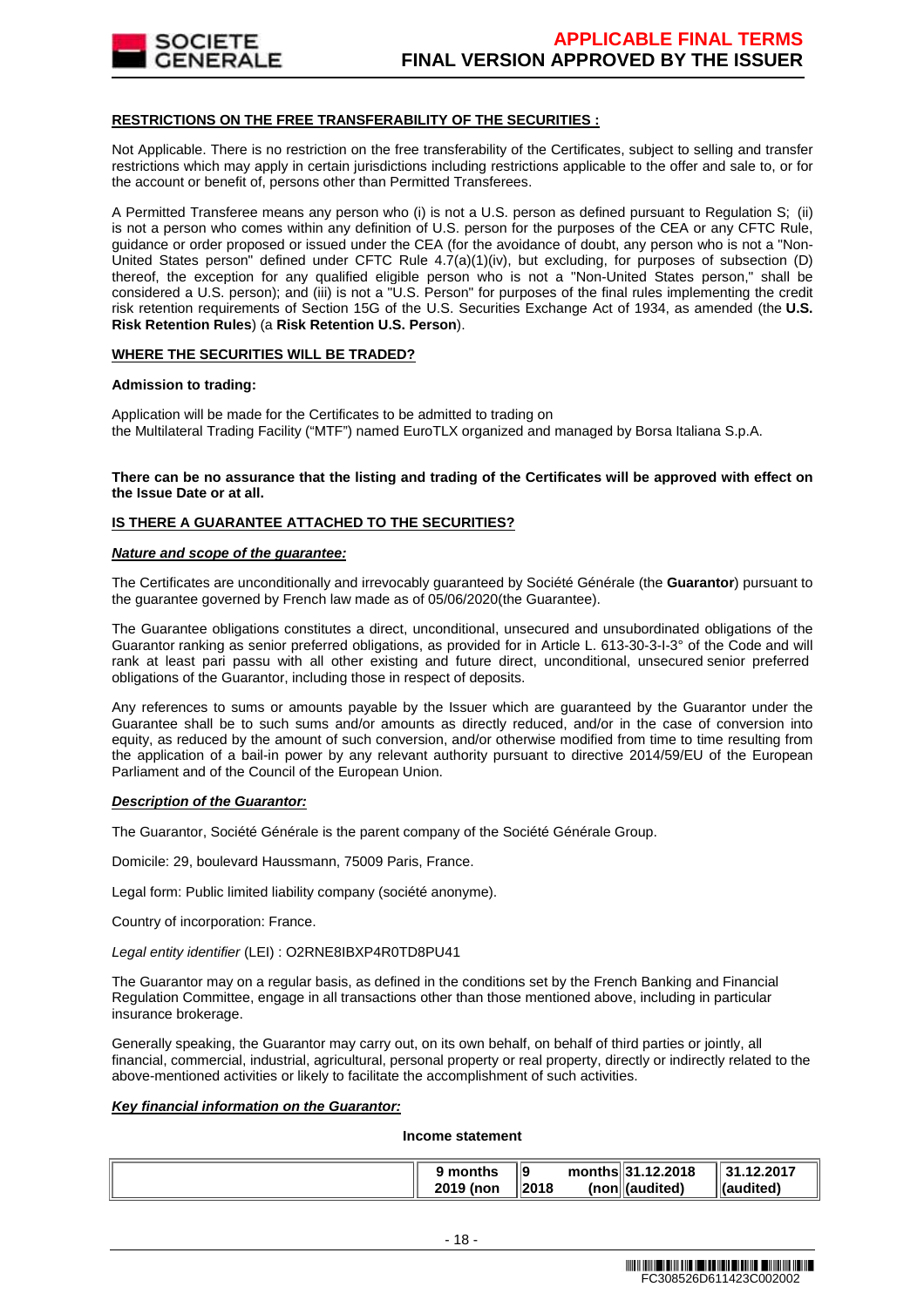**RESTRICTIONS ON THE FREE TRANSFERABILITY OF THE SECURITIES :**

Not Applicable. There is no restriction on the free transferability of the Certificates, subject to selling and transfer restrictions which may apply in certain jurisdictions including restrictions applicable to the offer and sale to, or for the account or benefit of, persons other than Permitted Transferees.

A Permitted Transferee means any person who (i) is not a U.S. person as defined pursuant to Regulation S; (ii) is not a person who comes within any definition of U.S. person for the purposes of the CEA or any CFTC Rule, guidance or order proposed or issued under the CEA (for the avoidance of doubt, any person who is not a "Non-United States person" defined under CFTC Rule 4.7(a)(1)(iv), but excluding, for purposes of subsection (D) thereof, the exception for any qualified eligible person who is not a "Non-United States person," shall be considered a U.S. person); and (iii) is not a "U.S. Person" for purposes of the final rules implementing the credit risk retention requirements of Section 15G of the U.S. Securities Exchange Act of 1934, as amended (the **U.S. Risk Retention Rules**) (a **Risk Retention U.S. Person**).

**WHERE THE SECURITIES WILL BE TRADED?**

**Admission to trading:**

Application will be made for the Certificates to be admitted to trading on
the Multilateral Trading Facility ("MTF") named EuroTLX organized and managed by Borsa Italiana S.p.A.

**There can be no assurance that the listing and trading of the Certificates will be approved with effect on the Issue Date or at all.**

**IS THERE A GUARANTEE ATTACHED TO THE SECURITIES?**

***Nature and scope of the guarantee:***

The Certificates are unconditionally and irrevocably guaranteed by Société Générale (the **Guarantor**) pursuant to the guarantee governed by French law made as of 05/06/2020(the Guarantee).

The Guarantee obligations constitutes a direct, unconditional, unsecured and unsubordinated obligations of the Guarantor ranking as senior preferred obligations, as provided for in Article L. 613-30-3-I-3° of the Code and will rank at least pari passu with all other existing and future direct, unconditional, unsecured senior preferred obligations of the Guarantor, including those in respect of deposits.

Any references to sums or amounts payable by the Issuer which are guaranteed by the Guarantor under the Guarantee shall be to such sums and/or amounts as directly reduced, and/or in the case of conversion into equity, as reduced by the amount of such conversion, and/or otherwise modified from time to time resulting from the application of a bail-in power by any relevant authority pursuant to directive 2014/59/EU of the European Parliament and of the Council of the European Union.

***Description of the Guarantor:***

The Guarantor, Société Générale is the parent company of the Société Générale Group.

Domicile: 29, boulevard Haussmann, 75009 Paris, France.

Legal form: Public limited liability company (société anonyme).

Country of incorporation: France.

*Legal entity identifier* (LEI) : O2RNE8IBXP4R0TD8PU41

The Guarantor may on a regular basis, as defined in the conditions set by the French Banking and Financial Regulation Committee, engage in all transactions other than those mentioned above, including in particular insurance brokerage.

Generally speaking, the Guarantor may carry out, on its own behalf, on behalf of third parties or jointly, all financial, commercial, industrial, agricultural, personal property or real property, directly or indirectly related to the above-mentioned activities or likely to facilitate the accomplishment of such activities.

***Key financial information on the Guarantor:***

**Income statement**

| | 9 months 2019 (non | 9 months 2018 (non | 31.12.2018 (audited) | 31.12.2017 (audited) |
|---|---|---|---|---|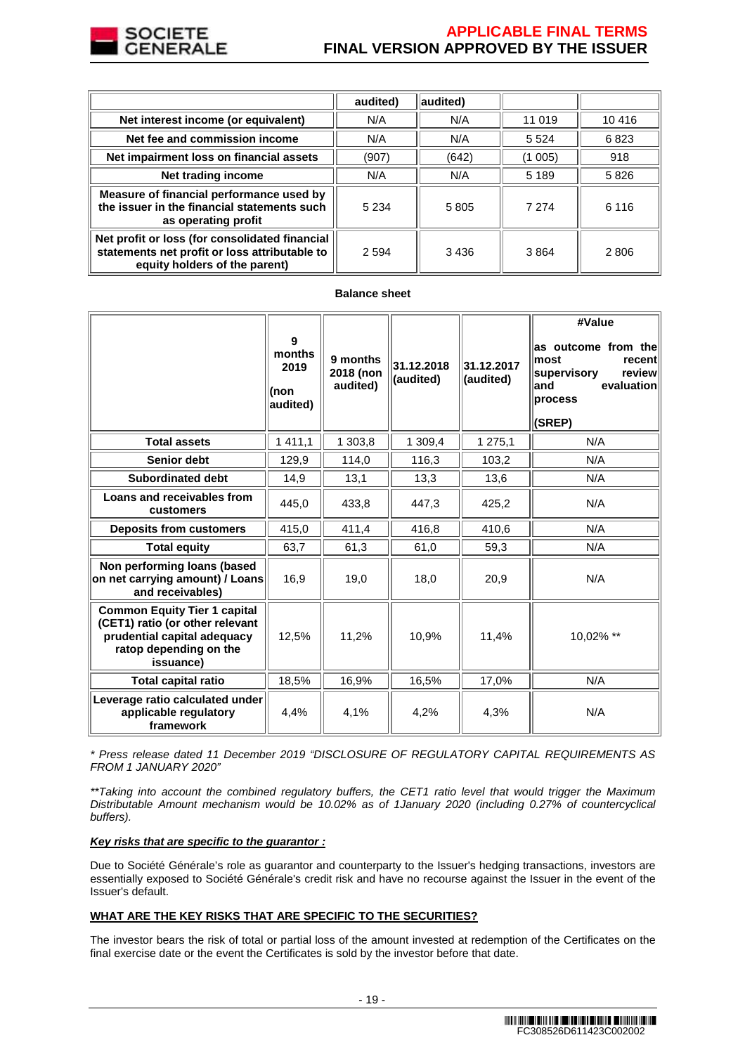| | audited) | audited) | | |
|---|---|---|---|---|
| **Net interest income (or equivalent)** | N/A | N/A | 11 019 | 10 416 |
| **Net fee and commission income** | N/A | N/A | 5 524 | 6 823 |
| **Net impairment loss on financial assets** | (907) | (642) | (1 005) | 918 |
| **Net trading income** | N/A | N/A | 5 189 | 5 826 |
| **Measure of financial performance used by the issuer in the financial statements such as operating profit** | 5 234 | 5 805 | 7 274 | 6 116 |
| **Net profit or loss (for consolidated financial statements net profit or loss attributable to equity holders of the parent)** | 2 594 | 3 436 | 3 864 | 2 806 |

**Balance sheet**

| | **9 months 2019 (non audited)** | **9 months 2018 (non audited)** | **31.12.2018 (audited)** | **31.12.2017 (audited)** | **#Value as outcome from the most recent supervisory review and evaluation process (SREP)** |
|---|---|---|---|---|---|
| **Total assets** | 1 411,1 | 1 303,8 | 1 309,4 | 1 275,1 | N/A |
| **Senior debt** | 129,9 | 114,0 | 116,3 | 103,2 | N/A |
| **Subordinated debt** | 14,9 | 13,1 | 13,3 | 13,6 | N/A |
| **Loans and receivables from customers** | 445,0 | 433,8 | 447,3 | 425,2 | N/A |
| **Deposits from customers** | 415,0 | 411,4 | 416,8 | 410,6 | N/A |
| **Total equity** | 63,7 | 61,3 | 61,0 | 59,3 | N/A |
| **Non performing loans (based on net carrying amount) / Loans and receivables)** | 16,9 | 19,0 | 18,0 | 20,9 | N/A |
| **Common Equity Tier 1 capital (CET1) ratio (or other relevant prudential capital adequacy ratop depending on the issuance)** | 12,5% | 11,2% | 10,9% | 11,4% | 10,02% ** |
| **Total capital ratio** | 18,5% | 16,9% | 16,5% | 17,0% | N/A |
| **Leverage ratio calculated under applicable regulatory framework** | 4,4% | 4,1% | 4,2% | 4,3% | N/A |

*\* Press release dated 11 December 2019 "DISCLOSURE OF REGULATORY CAPITAL REQUIREMENTS AS FROM 1 JANUARY 2020"*

*\*\*Taking into account the combined regulatory buffers, the CET1 ratio level that would trigger the Maximum Distributable Amount mechanism would be 10.02% as of 1January 2020 (including 0.27% of countercyclical buffers).*

***Key risks that are specific to the guarantor :***

Due to Société Générale's role as guarantor and counterparty to the Issuer's hedging transactions, investors are essentially exposed to Société Générale's credit risk and have no recourse against the Issuer in the event of the Issuer's default.

**WHAT ARE THE KEY RISKS THAT ARE SPECIFIC TO THE SECURITIES?**

The investor bears the risk of total or partial loss of the amount invested at redemption of the Certificates on the final exercise date or the event the Certificates is sold by the investor before that date.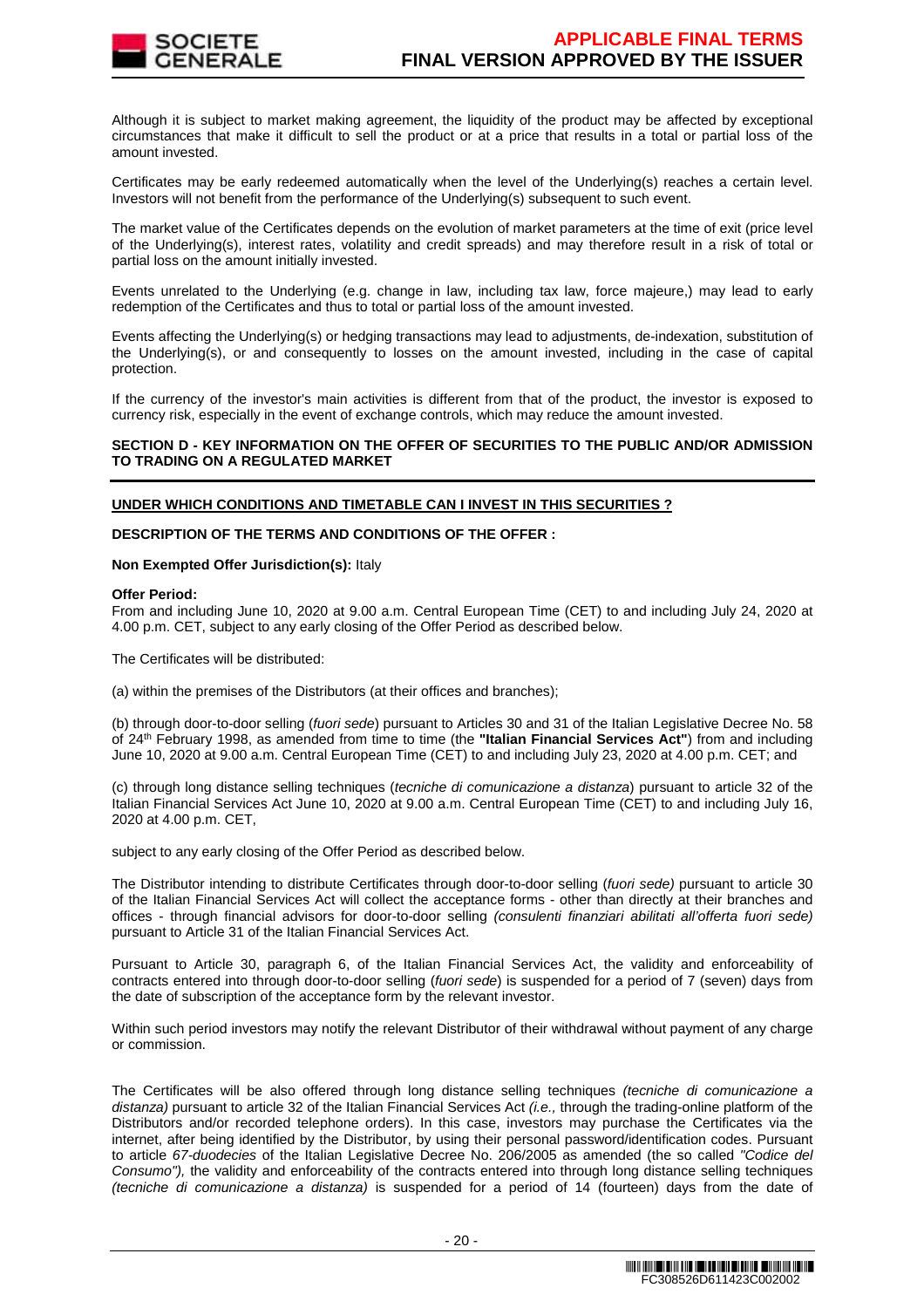Although it is subject to market making agreement, the liquidity of the product may be affected by exceptional circumstances that make it difficult to sell the product or at a price that results in a total or partial loss of the amount invested.

Certificates may be early redeemed automatically when the level of the Underlying(s) reaches a certain level. Investors will not benefit from the performance of the Underlying(s) subsequent to such event.

The market value of the Certificates depends on the evolution of market parameters at the time of exit (price level of the Underlying(s), interest rates, volatility and credit spreads) and may therefore result in a risk of total or partial loss on the amount initially invested.

Events unrelated to the Underlying (e.g. change in law, including tax law, force majeure,) may lead to early redemption of the Certificates and thus to total or partial loss of the amount invested.

Events affecting the Underlying(s) or hedging transactions may lead to adjustments, de-indexation, substitution of the Underlying(s), or and consequently to losses on the amount invested, including in the case of capital protection.

If the currency of the investor's main activities is different from that of the product, the investor is exposed to currency risk, especially in the event of exchange controls, which may reduce the amount invested.

## SECTION D - KEY INFORMATION ON THE OFFER OF SECURITIES TO THE PUBLIC AND/OR ADMISSION TO TRADING ON A REGULATED MARKET

**UNDER WHICH CONDITIONS AND TIMETABLE CAN I INVEST IN THIS SECURITIES ?**

**DESCRIPTION OF THE TERMS AND CONDITIONS OF THE OFFER :**

**Non Exempted Offer Jurisdiction(s):** Italy

**Offer Period:**
From and including June 10, 2020 at 9.00 a.m. Central European Time (CET) to and including July 24, 2020 at 4.00 p.m. CET, subject to any early closing of the Offer Period as described below.

The Certificates will be distributed:

(a) within the premises of the Distributors (at their offices and branches);

(b) through door-to-door selling (*fuori sede*) pursuant to Articles 30 and 31 of the Italian Legislative Decree No. 58 of 24th February 1998, as amended from time to time (the **"Italian Financial Services Act"**) from and including June 10, 2020 at 9.00 a.m. Central European Time (CET) to and including July 23, 2020 at 4.00 p.m. CET; and

(c) through long distance selling techniques (*tecniche di comunicazione a distanza*) pursuant to article 32 of the Italian Financial Services Act June 10, 2020 at 9.00 a.m. Central European Time (CET) to and including July 16, 2020 at 4.00 p.m. CET,

subject to any early closing of the Offer Period as described below.

The Distributor intending to distribute Certificates through door-to-door selling (*fuori sede)* pursuant to article 30 of the Italian Financial Services Act will collect the acceptance forms - other than directly at their branches and offices - through financial advisors for door-to-door selling *(consulenti finanziari abilitati all'offerta fuori sede)* pursuant to Article 31 of the Italian Financial Services Act.

Pursuant to Article 30, paragraph 6, of the Italian Financial Services Act, the validity and enforceability of contracts entered into through door-to-door selling (*fuori sede*) is suspended for a period of 7 (seven) days from the date of subscription of the acceptance form by the relevant investor.

Within such period investors may notify the relevant Distributor of their withdrawal without payment of any charge or commission.

The Certificates will be also offered through long distance selling techniques *(tecniche di comunicazione a distanza)* pursuant to article 32 of the Italian Financial Services Act *(i.e.,* through the trading-online platform of the Distributors and/or recorded telephone orders). In this case, investors may purchase the Certificates via the internet, after being identified by the Distributor, by using their personal password/identification codes. Pursuant to article *67-duodecies* of the Italian Legislative Decree No. 206/2005 as amended (the so called *"Codice del Consumo"),* the validity and enforceability of the contracts entered into through long distance selling techniques *(tecniche di comunicazione a distanza)* is suspended for a period of 14 (fourteen) days from the date of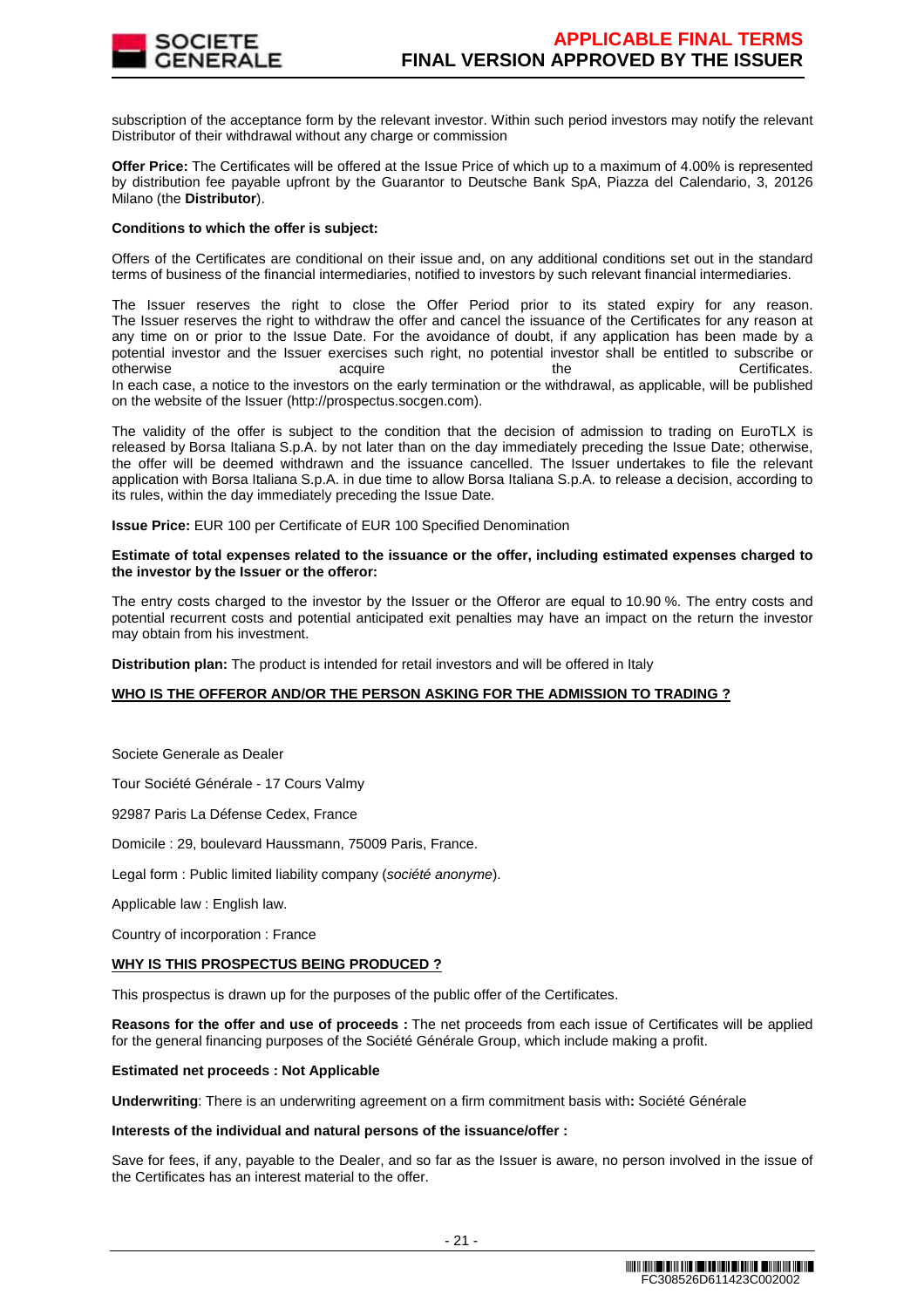subscription of the acceptance form by the relevant investor. Within such period investors may notify the relevant Distributor of their withdrawal without any charge or commission

**Offer Price:** The Certificates will be offered at the Issue Price of which up to a maximum of 4.00% is represented by distribution fee payable upfront by the Guarantor to Deutsche Bank SpA, Piazza del Calendario, 3, 20126 Milano (the **Distributor**).

**Conditions to which the offer is subject:**

Offers of the Certificates are conditional on their issue and, on any additional conditions set out in the standard terms of business of the financial intermediaries, notified to investors by such relevant financial intermediaries.

The Issuer reserves the right to close the Offer Period prior to its stated expiry for any reason. The Issuer reserves the right to withdraw the offer and cancel the issuance of the Certificates for any reason at any time on or prior to the Issue Date. For the avoidance of doubt, if any application has been made by a potential investor and the Issuer exercises such right, no potential investor shall be entitled to subscribe or otherwise acquire the Certificates. In each case, a notice to the investors on the early termination or the withdrawal, as applicable, will be published on the website of the Issuer (http://prospectus.socgen.com).

The validity of the offer is subject to the condition that the decision of admission to trading on EuroTLX is released by Borsa Italiana S.p.A. by not later than on the day immediately preceding the Issue Date; otherwise, the offer will be deemed withdrawn and the issuance cancelled. The Issuer undertakes to file the relevant application with Borsa Italiana S.p.A. in due time to allow Borsa Italiana S.p.A. to release a decision, according to its rules, within the day immediately preceding the Issue Date.

**Issue Price:** EUR 100 per Certificate of EUR 100 Specified Denomination

**Estimate of total expenses related to the issuance or the offer, including estimated expenses charged to the investor by the Issuer or the offeror:**

The entry costs charged to the investor by the Issuer or the Offeror are equal to 10.90 %. The entry costs and potential recurrent costs and potential anticipated exit penalties may have an impact on the return the investor may obtain from his investment.

**Distribution plan:** The product is intended for retail investors and will be offered in Italy

**WHO IS THE OFFEROR AND/OR THE PERSON ASKING FOR THE ADMISSION TO TRADING ?**

Societe Generale as Dealer

Tour Société Générale - 17 Cours Valmy

92987 Paris La Défense Cedex, France

Domicile : 29, boulevard Haussmann, 75009 Paris, France.

Legal form : Public limited liability company (*société anonyme*).

Applicable law : English law.

Country of incorporation : France

**WHY IS THIS PROSPECTUS BEING PRODUCED ?**

This prospectus is drawn up for the purposes of the public offer of the Certificates.

**Reasons for the offer and use of proceeds :** The net proceeds from each issue of Certificates will be applied for the general financing purposes of the Société Générale Group, which include making a profit.

**Estimated net proceeds : Not Applicable**

**Underwriting**: There is an underwriting agreement on a firm commitment basis with**:** Société Générale

**Interests of the individual and natural persons of the issuance/offer :**

Save for fees, if any, payable to the Dealer, and so far as the Issuer is aware, no person involved in the issue of the Certificates has an interest material to the offer.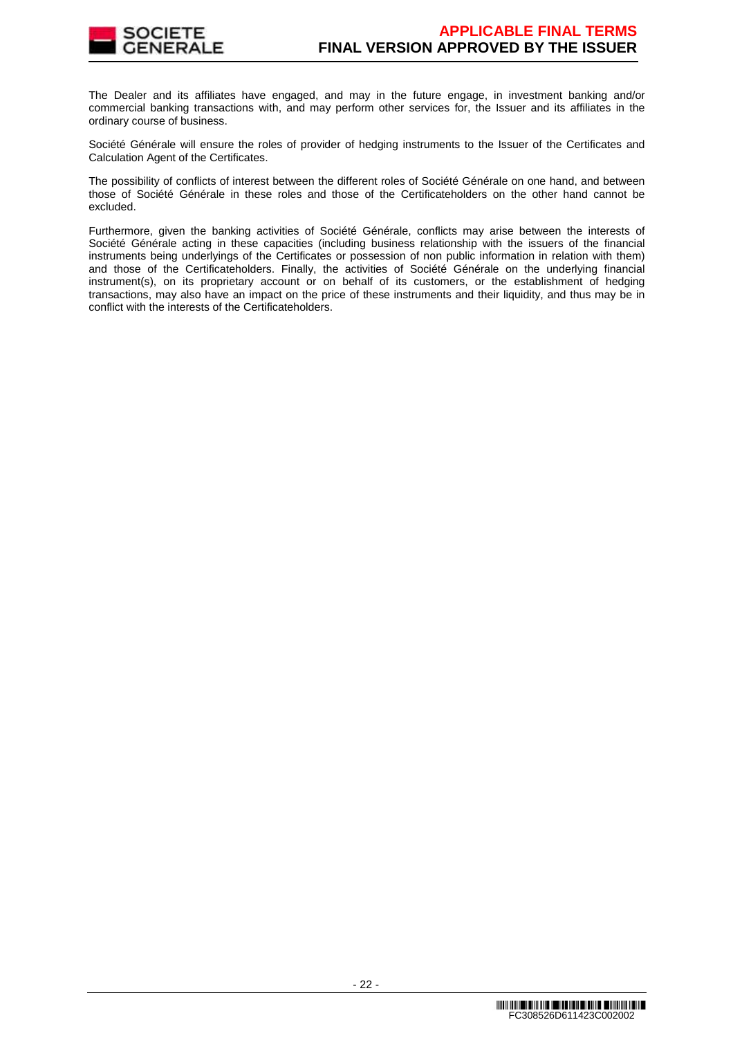The Dealer and its affiliates have engaged, and may in the future engage, in investment banking and/or commercial banking transactions with, and may perform other services for, the Issuer and its affiliates in the ordinary course of business.

Société Générale will ensure the roles of provider of hedging instruments to the Issuer of the Certificates and Calculation Agent of the Certificates.

The possibility of conflicts of interest between the different roles of Société Générale on one hand, and between those of Société Générale in these roles and those of the Certificateholders on the other hand cannot be excluded.

Furthermore, given the banking activities of Société Générale, conflicts may arise between the interests of Société Générale acting in these capacities (including business relationship with the issuers of the financial instruments being underlyings of the Certificates or possession of non public information in relation with them) and those of the Certificateholders. Finally, the activities of Société Générale on the underlying financial instrument(s), on its proprietary account or on behalf of its customers, or the establishment of hedging transactions, may also have an impact on the price of these instruments and their liquidity, and thus may be in conflict with the interests of the Certificateholders.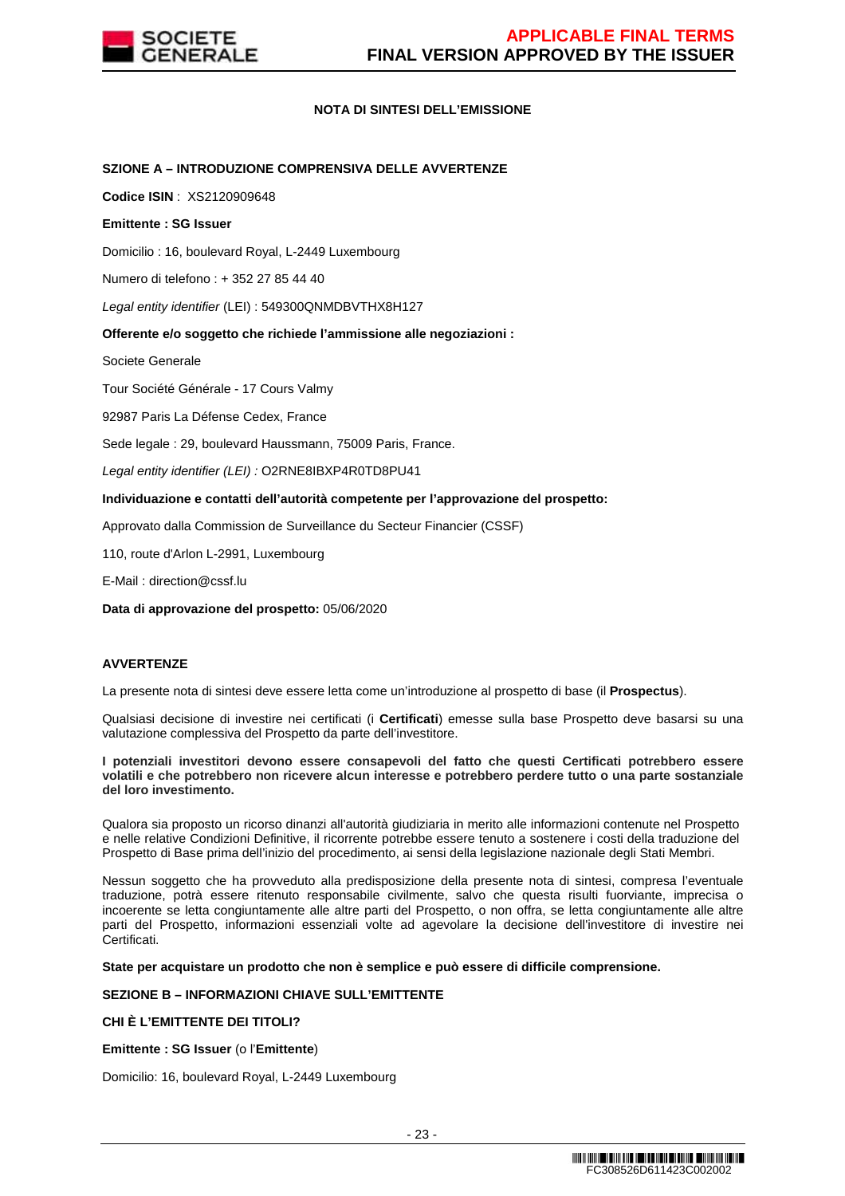## NOTA DI SINTESI DELL'EMISSIONE

### SZIONE A – INTRODUZIONE COMPRENSIVA DELLE AVVERTENZE

**Codice ISIN** : XS2120909648

**Emittente : SG Issuer**

Domicilio : 16, boulevard Royal, L-2449 Luxembourg

Numero di telefono : + 352 27 85 44 40

*Legal entity identifier* (LEI) : 549300QNMDBVTHX8H127

**Offerente e/o soggetto che richiede l'ammissione alle negoziazioni :**

Societe Generale

Tour Société Générale - 17 Cours Valmy

92987 Paris La Défense Cedex, France

Sede legale : 29, boulevard Haussmann, 75009 Paris, France.

*Legal entity identifier (LEI) :* O2RNE8IBXP4R0TD8PU41

**Individuazione e contatti dell'autorità competente per l'approvazione del prospetto:**

Approvato dalla Commission de Surveillance du Secteur Financier (CSSF)

110, route d'Arlon L-2991, Luxembourg

E-Mail : direction@cssf.lu

**Data di approvazione del prospetto:** 05/06/2020

### AVVERTENZE

La presente nota di sintesi deve essere letta come un'introduzione al prospetto di base (il **Prospectus**).

Qualsiasi decisione di investire nei certificati (i **Certificati**) emesse sulla base Prospetto deve basarsi su una valutazione complessiva del Prospetto da parte dell'investitore.

**I potenziali investitori devono essere consapevoli del fatto che questi Certificati potrebbero essere volatili e che potrebbero non ricevere alcun interesse e potrebbero perdere tutto o una parte sostanziale del loro investimento.**

Qualora sia proposto un ricorso dinanzi all'autorità giudiziaria in merito alle informazioni contenute nel Prospetto e nelle relative Condizioni Definitive, il ricorrente potrebbe essere tenuto a sostenere i costi della traduzione del Prospetto di Base prima dell'inizio del procedimento, ai sensi della legislazione nazionale degli Stati Membri.

Nessun soggetto che ha provveduto alla predisposizione della presente nota di sintesi, compresa l'eventuale traduzione, potrà essere ritenuto responsabile civilmente, salvo che questa risulti fuorviante, imprecisa o incoerente se letta congiuntamente alle altre parti del Prospetto, o non offra, se letta congiuntamente alle altre parti del Prospetto, informazioni essenziali volte ad agevolare la decisione dell'investitore di investire nei Certificati.

**State per acquistare un prodotto che non è semplice e può essere di difficile comprensione.**

### SEZIONE B – INFORMAZIONI CHIAVE SULL'EMITTENTE

**CHI È L'EMITTENTE DEI TITOLI?**

**Emittente : SG Issuer** (o l'**Emittente**)

Domicilio: 16, boulevard Royal, L-2449 Luxembourg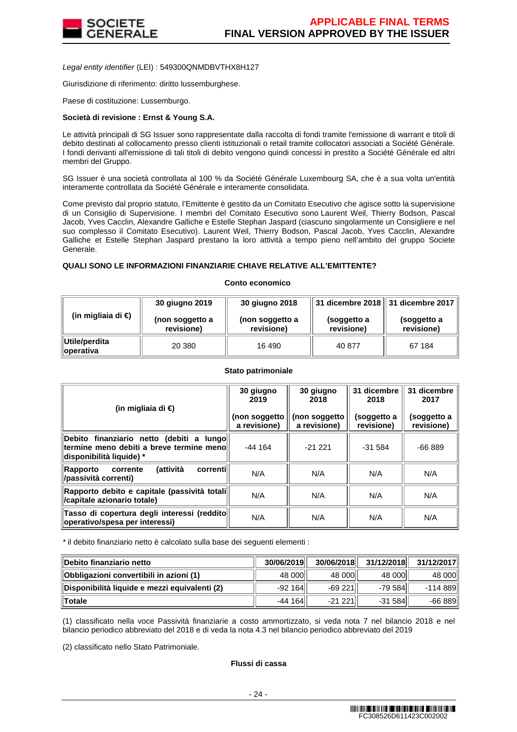*Legal entity identifier* (LEI) : 549300QNMDBVTHX8H127

Giurisdizione di riferimento: diritto lussemburghese.

Paese di costituzione: Lussemburgo.

**Società di revisione : Ernst & Young S.A.**

Le attività principali di SG Issuer sono rappresentate dalla raccolta di fondi tramite l'emissione di warrant e titoli di debito destinati al collocamento presso clienti istituzionali o retail tramite collocatori associati a Société Générale. I fondi derivanti all'emissione di tali titoli di debito vengono quindi concessi in prestito a Société Générale ed altri membri del Gruppo.

SG Issuer è una società controllata al 100 % da Société Générale Luxembourg SA, che è a sua volta un'entità interamente controllata da Société Générale e interamente consolidata.

Come previsto dal proprio statuto, l'Emittente è gestito da un Comitato Esecutivo che agisce sotto la supervisione di un Consiglio di Supervisione. I membri del Comitato Esecutivo sono Laurent Weil, Thierry Bodson, Pascal Jacob, Yves Cacclin, Alexandre Galliche e Estelle Stephan Jaspard (ciascuno singolarmente un Consigliere e nel suo complesso il Comitato Esecutivo). Laurent Weil, Thierry Bodson, Pascal Jacob, Yves Cacclin, Alexandre Galliche et Estelle Stephan Jaspard prestano la loro attività a tempo pieno nell'ambito del gruppo Societe Generale.

**QUALI SONO LE INFORMAZIONI FINANZIARIE CHIAVE RELATIVE ALL'EMITTENTE?**

**Conto economico**

| (in migliaia di €) | 30 giugno 2019 (non soggetto a revisione) | 30 giugno 2018 (non soggetto a revisione) | 31 dicembre 2018 (soggetto a revisione) | 31 dicembre 2017 (soggetto a revisione) |
|---|---|---|---|---|
| **Utile/perdita operativa** | 20 380 | 16 490 | 40 877 | 67 184 |

**Stato patrimoniale**

| (in migliaia di €) | 30 giugno 2019 (non soggetto a revisione) | 30 giugno 2018 (non soggetto a revisione) | 31 dicembre 2018 (soggetto a revisione) | 31 dicembre 2017 (soggetto a revisione) |
|---|---|---|---|---|
| **Debito finanziario netto (debiti a lungo termine meno debiti a breve termine meno disponibilità liquide) \*** | -44 164 | -21 221 | -31 584 | -66 889 |
| **Rapporto corrente (attività correnti /passività correnti)** | N/A | N/A | N/A | N/A |
| **Rapporto debito e capitale (passività totali /capitale azionario totale)** | N/A | N/A | N/A | N/A |
| **Tasso di copertura degli interessi (reddito operativo/spesa per interessi)** | N/A | N/A | N/A | N/A |

\* il debito finanziario netto è calcolato sulla base dei seguenti elementi :

| **Debito finanziario netto** | **30/06/2019** | **30/06/2018** | **31/12/2018** | **31/12/2017** |
|---|---|---|---|---|
| **Obbligazioni convertibili in azioni (1)** | 48 000 | 48 000 | 48 000 | 48 000 |
| **Disponibilità liquide e mezzi equivalenti (2)** | -92 164 | -69 221 | -79 584 | -114 889 |
| **Totale** | -44 164 | -21 221 | -31 584 | -66 889 |

(1) classificato nella voce Passività finanziarie a costo ammortizzato, si veda nota 7 nel bilancio 2018 e nel bilancio periodico abbreviato del 2018 e di veda la nota 4.3 nel bilancio periodico abbreviato del 2019

(2) classificato nello Stato Patrimoniale.

**Flussi di cassa**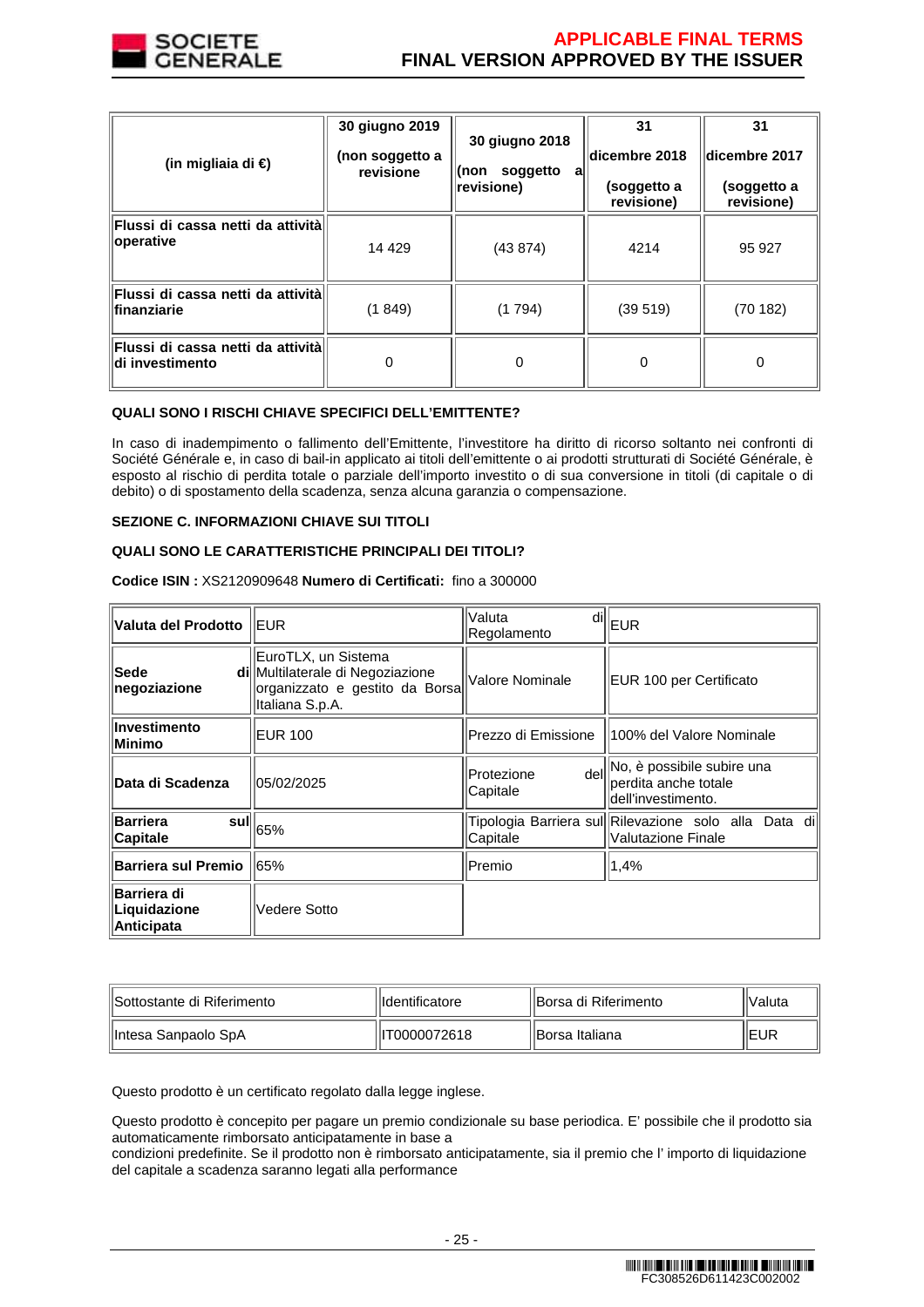| (in migliaia di €) | 30 giugno 2019 (non soggetto a revisione | 30 giugno 2018 (non soggetto a revisione) | 31 dicembre 2018 (soggetto a revisione) | 31 dicembre 2017 (soggetto a revisione) |
|---|---|---|---|---|
| **Flussi di cassa netti da attività operative** | 14 429 | (43 874) | 4214 | 95 927 |
| **Flussi di cassa netti da attività finanziarie** | (1 849) | (1 794) | (39 519) | (70 182) |
| **Flussi di cassa netti da attività di investimento** | 0 | 0 | 0 | 0 |

**QUALI SONO I RISCHI CHIAVE SPECIFICI DELL'EMITTENTE?**

In caso di inadempimento o fallimento dell'Emittente, l'investitore ha diritto di ricorso soltanto nei confronti di Société Générale e, in caso di bail-in applicato ai titoli dell'emittente o ai prodotti strutturati di Société Générale, è esposto al rischio di perdita totale o parziale dell'importo investito o di sua conversione in titoli (di capitale o di debito) o di spostamento della scadenza, senza alcuna garanzia o compensazione.

**SEZIONE C. INFORMAZIONI CHIAVE SUI TITOLI**

**QUALI SONO LE CARATTERISTICHE PRINCIPALI DEI TITOLI?**

**Codice ISIN :** XS2120909648 **Numero di Certificati:** fino a 300000

| | | | |
|---|---|---|---|
| **Valuta del Prodotto** | EUR | Valuta di Regolamento | EUR |
| **Sede di negoziazione** | EuroTLX, un Sistema Multilaterale di Negoziazione organizzato e gestito da Borsa Italiana S.p.A. | Valore Nominale | EUR 100 per Certificato |
| **Investimento Minimo** | EUR 100 | Prezzo di Emissione | 100% del Valore Nominale |
| **Data di Scadenza** | 05/02/2025 | Protezione del Capitale | No, è possibile subire una perdita anche totale dell'investimento. |
| **Barriera sul Capitale** | 65% | Tipologia Barriera sul Capitale | Rilevazione solo alla Data di Valutazione Finale |
| **Barriera sul Premio** | 65% | Premio | 1,4% |
| **Barriera di Liquidazione Anticipata** | Vedere Sotto | | |

| Sottostante di Riferimento | Identificatore | Borsa di Riferimento | Valuta |
|---|---|---|---|
| Intesa Sanpaolo SpA | IT0000072618 | Borsa Italiana | EUR |

Questo prodotto è un certificato regolato dalla legge inglese.

Questo prodotto è concepito per pagare un premio condizionale su base periodica. E' possibile che il prodotto sia automaticamente rimborsato anticipatamente in base a
condizioni predefinite. Se il prodotto non è rimborsato anticipatamente, sia il premio che l' importo di liquidazione del capitale a scadenza saranno legati alla performance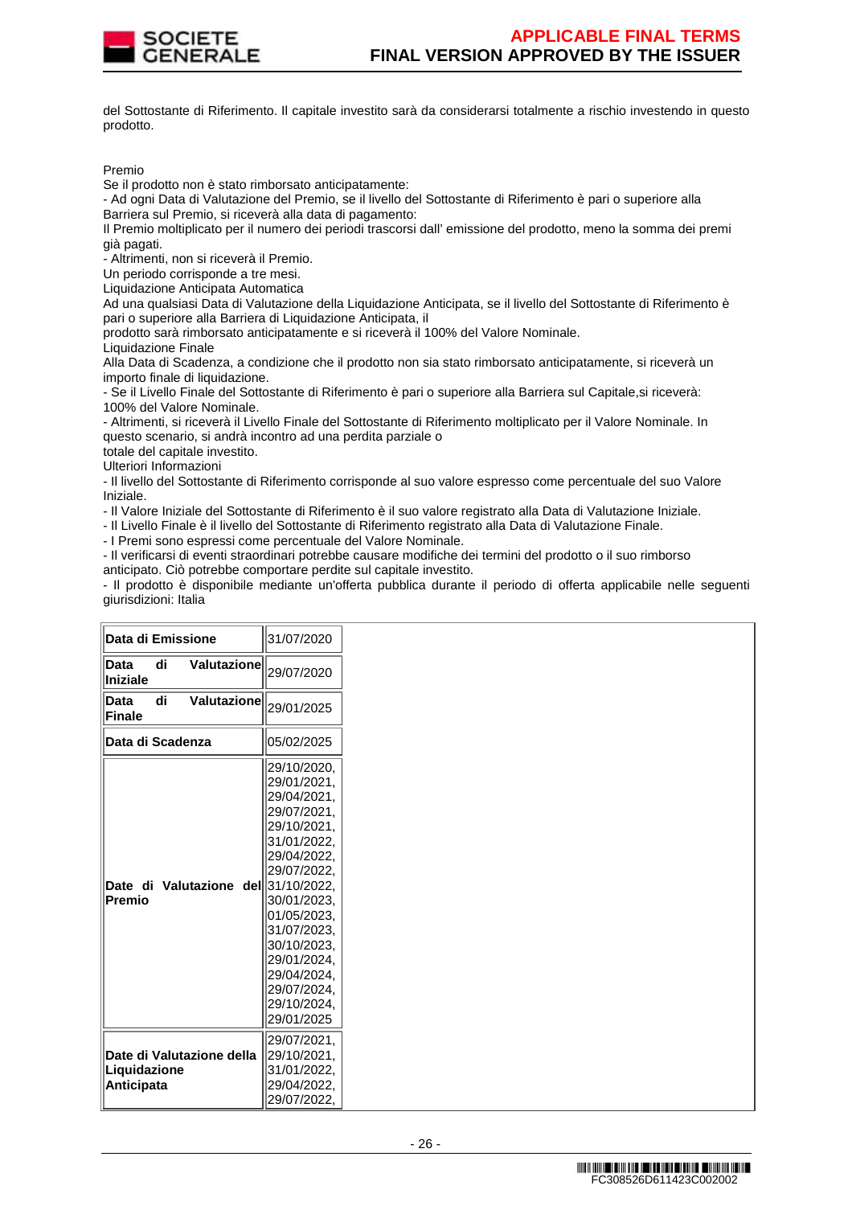del Sottostante di Riferimento. Il capitale investito sarà da considerarsi totalmente a rischio investendo in questo prodotto.

Premio

Se il prodotto non è stato rimborsato anticipatamente:

- Ad ogni Data di Valutazione del Premio, se il livello del Sottostante di Riferimento è pari o superiore alla Barriera sul Premio, si riceverà alla data di pagamento:

Il Premio moltiplicato per il numero dei periodi trascorsi dall' emissione del prodotto, meno la somma dei premi già pagati.

- Altrimenti, non si riceverà il Premio.

Un periodo corrisponde a tre mesi.

Liquidazione Anticipata Automatica

Ad una qualsiasi Data di Valutazione della Liquidazione Anticipata, se il livello del Sottostante di Riferimento è pari o superiore alla Barriera di Liquidazione Anticipata, il
prodotto sarà rimborsato anticipatamente e si riceverà il 100% del Valore Nominale.

Liquidazione Finale

Alla Data di Scadenza, a condizione che il prodotto non sia stato rimborsato anticipatamente, si riceverà un importo finale di liquidazione.

- Se il Livello Finale del Sottostante di Riferimento è pari o superiore alla Barriera sul Capitale,si riceverà:
100% del Valore Nominale.

- Altrimenti, si riceverà il Livello Finale del Sottostante di Riferimento moltiplicato per il Valore Nominale. In questo scenario, si andrà incontro ad una perdita parziale o
totale del capitale investito.

Ulteriori Informazioni

- Il livello del Sottostante di Riferimento corrisponde al suo valore espresso come percentuale del suo Valore Iniziale.
- Il Valore Iniziale del Sottostante di Riferimento è il suo valore registrato alla Data di Valutazione Iniziale.
- Il Livello Finale è il livello del Sottostante di Riferimento registrato alla Data di Valutazione Finale.
- I Premi sono espressi come percentuale del Valore Nominale.
- Il verificarsi di eventi straordinari potrebbe causare modifiche dei termini del prodotto o il suo rimborso anticipato. Ciò potrebbe comportare perdite sul capitale investito.
- Il prodotto è disponibile mediante un'offerta pubblica durante il periodo di offerta applicabile nelle seguenti giurisdizioni: Italia

| | |
|---|---|
| **Data di Emissione** | 31/07/2020 |
| **Data di Valutazione Iniziale** | 29/07/2020 |
| **Data di Valutazione Finale** | 29/01/2025 |
| **Data di Scadenza** | 05/02/2025 |
| **Date di Valutazione del Premio** | 29/10/2020, 29/01/2021, 29/04/2021, 29/07/2021, 29/10/2021, 31/01/2022, 29/04/2022, 29/07/2022, 31/10/2022, 30/01/2023, 01/05/2023, 31/07/2023, 30/10/2023, 29/01/2024, 29/04/2024, 29/07/2024, 29/10/2024, 29/01/2025 |
| **Date di Valutazione della Liquidazione Anticipata** | 29/07/2021, 29/10/2021, 31/01/2022, 29/04/2022, 29/07/2022, |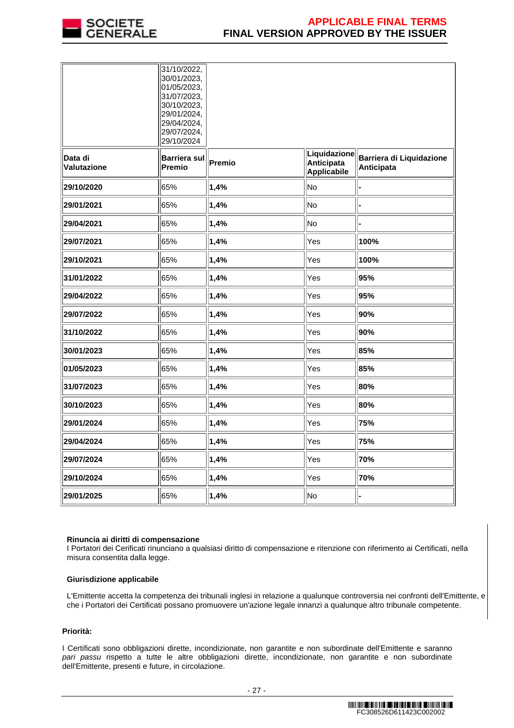| | 31/10/2022, 30/01/2023, 01/05/2023, 31/07/2023, 30/10/2023, 29/01/2024, 29/04/2024, 29/07/2024, 29/10/2024 | | | |
|---|---|---|---|---|
| **Data di Valutazione** | **Barriera sul Premio** | **Premio** | **Liquidazione Anticipata Applicabile** | **Barriera di Liquidazione Anticipata** |
| **29/10/2020** | 65% | **1,4%** | No | **-** |
| **29/01/2021** | 65% | **1,4%** | No | **-** |
| **29/04/2021** | 65% | **1,4%** | No | **-** |
| **29/07/2021** | 65% | **1,4%** | Yes | **100%** |
| **29/10/2021** | 65% | **1,4%** | Yes | **100%** |
| **31/01/2022** | 65% | **1,4%** | Yes | **95%** |
| **29/04/2022** | 65% | **1,4%** | Yes | **95%** |
| **29/07/2022** | 65% | **1,4%** | Yes | **90%** |
| **31/10/2022** | 65% | **1,4%** | Yes | **90%** |
| **30/01/2023** | 65% | **1,4%** | Yes | **85%** |
| **01/05/2023** | 65% | **1,4%** | Yes | **85%** |
| **31/07/2023** | 65% | **1,4%** | Yes | **80%** |
| **30/10/2023** | 65% | **1,4%** | Yes | **80%** |
| **29/01/2024** | 65% | **1,4%** | Yes | **75%** |
| **29/04/2024** | 65% | **1,4%** | Yes | **75%** |
| **29/07/2024** | 65% | **1,4%** | Yes | **70%** |
| **29/10/2024** | 65% | **1,4%** | Yes | **70%** |
| **29/01/2025** | 65% | **1,4%** | No | **-** |

**Rinuncia ai diritti di compensazione**
I Portatori dei Cerificati rinunciano a qualsiasi diritto di compensazione e ritenzione con riferimento ai Certificati, nella misura consentita dalla legge.

**Giurisdizione applicabile**

L'Emittente accetta la competenza dei tribunali inglesi in relazione a qualunque controversia nei confronti dell'Emittente, e che i Portatori dei Certificati possano promuovere un'azione legale innanzi a qualunque altro tribunale competente.

**Priorità:**

I Certificati sono obbligazioni dirette, incondizionate, non garantite e non subordinate dell'Emittente e saranno *pari passu* rispetto a tutte le altre obbligazioni dirette, incondizionate, non garantite e non subordinate dell'Emittente, presenti e future, in circolazione.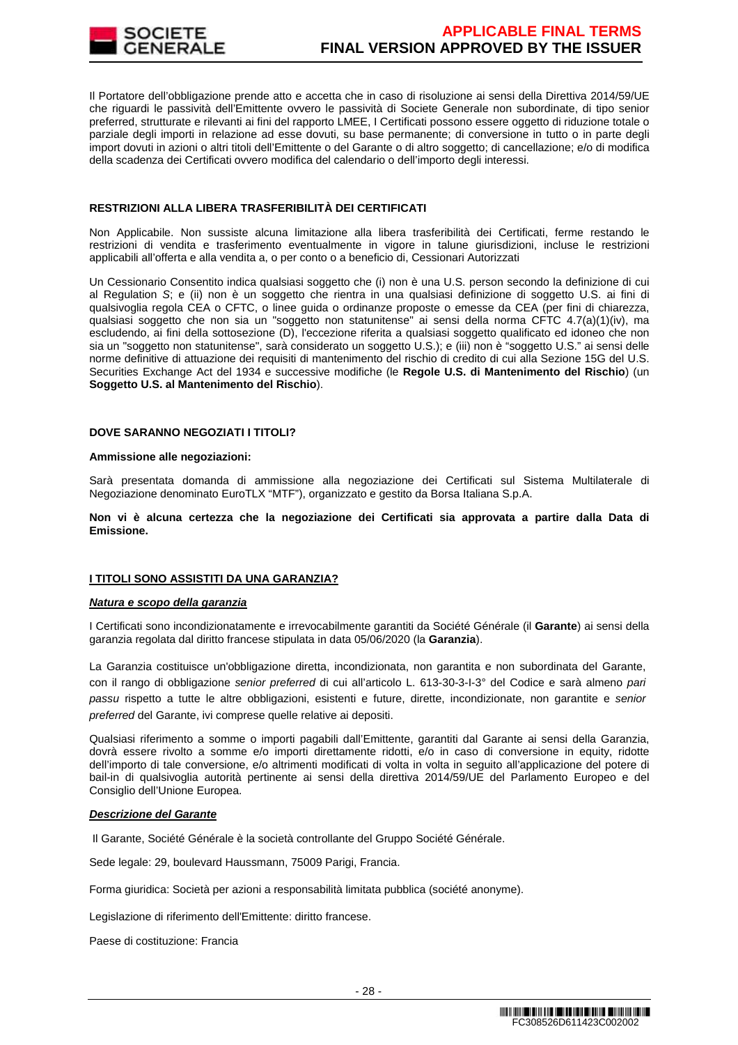Il Portatore dell'obbligazione prende atto e accetta che in caso di risoluzione ai sensi della Direttiva 2014/59/UE che riguardi le passività dell'Emittente ovvero le passività di Societe Generale non subordinate, di tipo senior preferred, strutturate e rilevanti ai fini del rapporto LMEE, I Certificati possono essere oggetto di riduzione totale o parziale degli importi in relazione ad esse dovuti, su base permanente; di conversione in tutto o in parte degli import dovuti in azioni o altri titoli dell'Emittente o del Garante o di altro soggetto; di cancellazione; e/o di modifica della scadenza dei Certificati ovvero modifica del calendario o dell'importo degli interessi.

**RESTRIZIONI ALLA LIBERA TRASFERIBILITÀ DEI CERTIFICATI**

Non Applicabile. Non sussiste alcuna limitazione alla libera trasferibilità dei Certificati, ferme restando le restrizioni di vendita e trasferimento eventualmente in vigore in talune giurisdizioni, incluse le restrizioni applicabili all'offerta e alla vendita a, o per conto o a beneficio di, Cessionari Autorizzati

Un Cessionario Consentito indica qualsiasi soggetto che (i) non è una U.S. person secondo la definizione di cui al Regulation *S*; e (ii) non è un soggetto che rientra in una qualsiasi definizione di soggetto U.S. ai fini di qualsivoglia regola CEA o CFTC, o linee guida o ordinanze proposte o emesse da CEA (per fini di chiarezza, qualsiasi soggetto che non sia un "soggetto non statunitense" ai sensi della norma CFTC 4.7(a)(1)(iv), ma escludendo, ai fini della sottosezione (D), l'eccezione riferita a qualsiasi soggetto qualificato ed idoneo che non sia un "soggetto non statunitense", sarà considerato un soggetto U.S.); e (iii) non è "soggetto U.S." ai sensi delle norme definitive di attuazione dei requisiti di mantenimento del rischio di credito di cui alla Sezione 15G del U.S. Securities Exchange Act del 1934 e successive modifiche (le **Regole U.S. di Mantenimento del Rischio**) (un **Soggetto U.S. al Mantenimento del Rischio**).

**DOVE SARANNO NEGOZIATI I TITOLI?**

**Ammissione alle negoziazioni:**

Sarà presentata domanda di ammissione alla negoziazione dei Certificati sul Sistema Multilaterale di Negoziazione denominato EuroTLX "MTF"), organizzato e gestito da Borsa Italiana S.p.A.

**Non vi è alcuna certezza che la negoziazione dei Certificati sia approvata a partire dalla Data di Emissione.**

**I TITOLI SONO ASSISTITI DA UNA GARANZIA?**

***Natura e scopo della garanzia***

I Certificati sono incondizionatamente e irrevocabilmente garantiti da Société Générale (il **Garante**) ai sensi della garanzia regolata dal diritto francese stipulata in data 05/06/2020 (la **Garanzia**).

La Garanzia costituisce un'obbligazione diretta, incondizionata, non garantita e non subordinata del Garante, con il rango di obbligazione *senior preferred* di cui all'articolo L. 613-30-3-I-3° del Codice e sarà almeno *pari passu* rispetto a tutte le altre obbligazioni, esistenti e future, dirette, incondizionate, non garantite e *senior preferred* del Garante, ivi comprese quelle relative ai depositi.

Qualsiasi riferimento a somme o importi pagabili dall'Emittente, garantiti dal Garante ai sensi della Garanzia, dovrà essere rivolto a somme e/o importi direttamente ridotti, e/o in caso di conversione in equity, ridotte dell'importo di tale conversione, e/o altrimenti modificati di volta in volta in seguito all'applicazione del potere di bail-in di qualsivoglia autorità pertinente ai sensi della direttiva 2014/59/UE del Parlamento Europeo e del Consiglio dell'Unione Europea.

***Descrizione del Garante***

Il Garante, Société Générale è la società controllante del Gruppo Société Générale.

Sede legale: 29, boulevard Haussmann, 75009 Parigi, Francia.

Forma giuridica: Società per azioni a responsabilità limitata pubblica (société anonyme).

Legislazione di riferimento dell'Emittente: diritto francese.

Paese di costituzione: Francia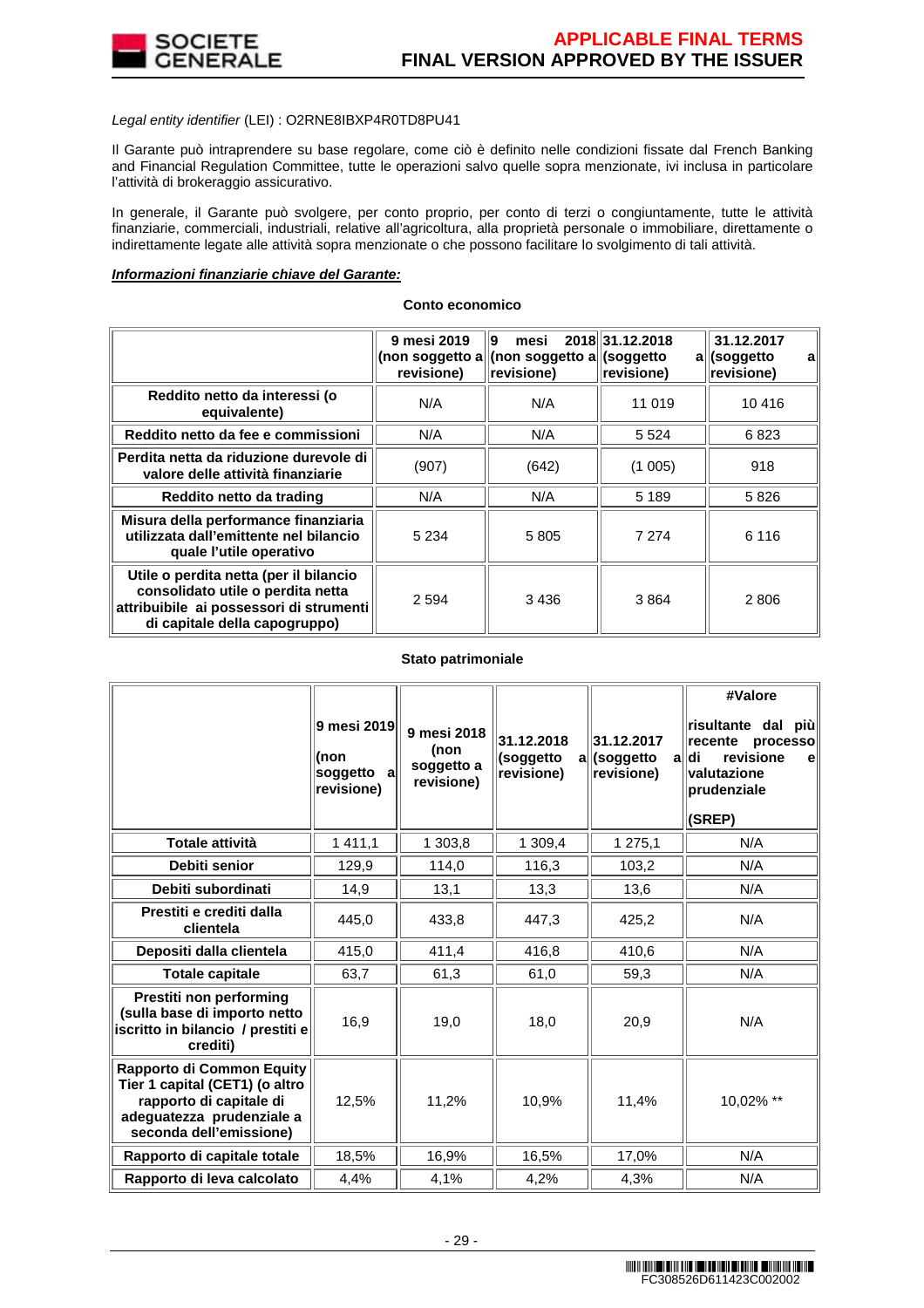*Legal entity identifier* (LEI) : O2RNE8IBXP4R0TD8PU41

Il Garante può intraprendere su base regolare, come ciò è definito nelle condizioni fissate dal French Banking and Financial Regulation Committee, tutte le operazioni salvo quelle sopra menzionate, ivi inclusa in particolare l'attività di brokeraggio assicurativo.

In generale, il Garante può svolgere, per conto proprio, per conto di terzi o congiuntamente, tutte le attività finanziarie, commerciali, industriali, relative all'agricoltura, alla proprietà personale o immobiliare, direttamente o indirettamente legate alle attività sopra menzionate o che possono facilitare lo svolgimento di tali attività.

***Informazioni finanziarie chiave del Garante:***

**Conto economico**

| | 9 mesi 2019 (non soggetto a revisione) | 9 mesi 2018 (non soggetto a revisione) | 31.12.2018 (soggetto a revisione) | 31.12.2017 (soggetto a revisione) |
|---|---|---|---|---|
| **Reddito netto da interessi (o equivalente)** | N/A | N/A | 11 019 | 10 416 |
| **Reddito netto da fee e commissioni** | N/A | N/A | 5 524 | 6 823 |
| **Perdita netta da riduzione durevole di valore delle attività finanziarie** | (907) | (642) | (1 005) | 918 |
| **Reddito netto da trading** | N/A | N/A | 5 189 | 5 826 |
| **Misura della performance finanziaria utilizzata dall'emittente nel bilancio quale l'utile operativo** | 5 234 | 5 805 | 7 274 | 6 116 |
| **Utile o perdita netta (per il bilancio consolidato utile o perdita netta attribuibile ai possessori di strumenti di capitale della capogruppo)** | 2 594 | 3 436 | 3 864 | 2 806 |

**Stato patrimoniale**

| | 9 mesi 2019 (non soggetto a revisione) | 9 mesi 2018 (non soggetto a revisione) | 31.12.2018 (soggetto a revisione) | 31.12.2017 (soggetto a revisione) | #Valore risultante dal più recente processo di revisione e valutazione prudenziale (SREP) |
|---|---|---|---|---|---|
| **Totale attività** | 1 411,1 | 1 303,8 | 1 309,4 | 1 275,1 | N/A |
| **Debiti senior** | 129,9 | 114,0 | 116,3 | 103,2 | N/A |
| **Debiti subordinati** | 14,9 | 13,1 | 13,3 | 13,6 | N/A |
| **Prestiti e crediti dalla clientela** | 445,0 | 433,8 | 447,3 | 425,2 | N/A |
| **Depositi dalla clientela** | 415,0 | 411,4 | 416,8 | 410,6 | N/A |
| **Totale capitale** | 63,7 | 61,3 | 61,0 | 59,3 | N/A |
| **Prestiti non performing (sulla base di importo netto iscritto in bilancio / prestiti e crediti)** | 16,9 | 19,0 | 18,0 | 20,9 | N/A |
| **Rapporto di Common Equity Tier 1 capital (CET1) (o altro rapporto di capitale di adeguatezza prudenziale a seconda dell'emissione)** | 12,5% | 11,2% | 10,9% | 11,4% | 10,02% ** |
| **Rapporto di capitale totale** | 18,5% | 16,9% | 16,5% | 17,0% | N/A |
| **Rapporto di leva calcolato** | 4,4% | 4,1% | 4,2% | 4,3% | N/A |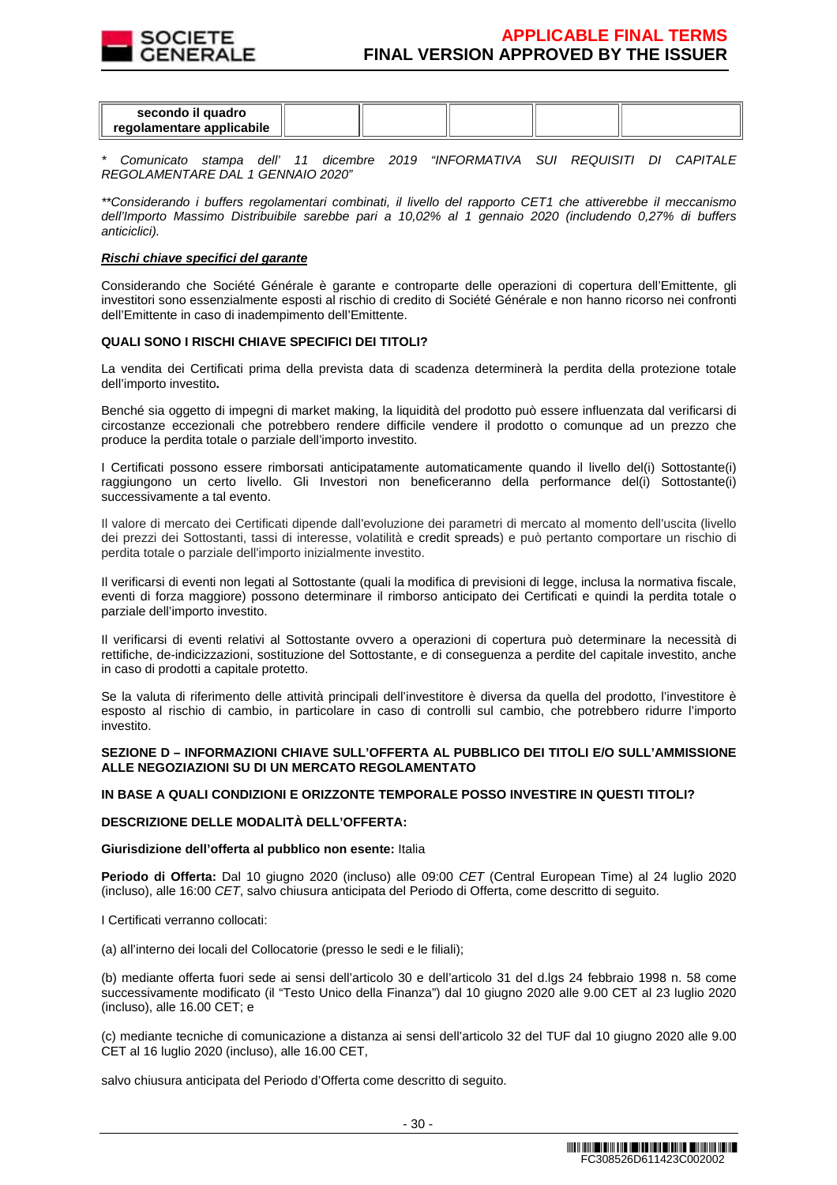| secondo il quadro regolamentare applicabile | | | | | |
|---|---|---|---|---|---|

*\* Comunicato stampa dell' 11 dicembre 2019 "INFORMATIVA SUI REQUISITI DI CAPITALE REGOLAMENTARE DAL 1 GENNAIO 2020"*

*\*\*Considerando i buffers regolamentari combinati, il livello del rapporto CET1 che attiverebbe il meccanismo dell'Importo Massimo Distribuibile sarebbe pari a 10,02% al 1 gennaio 2020 (includendo 0,27% di buffers anticiclici).*

***Rischi chiave specifici del garante***

Considerando che Société Générale è garante e controparte delle operazioni di copertura dell'Emittente, gli investitori sono essenzialmente esposti al rischio di credito di Société Générale e non hanno ricorso nei confronti dell'Emittente in caso di inadempimento dell'Emittente.

**QUALI SONO I RISCHI CHIAVE SPECIFICI DEI TITOLI?**

La vendita dei Certificati prima della prevista data di scadenza determinerà la perdita della protezione totale dell'importo investito**.**

Benché sia oggetto di impegni di market making, la liquidità del prodotto può essere influenzata dal verificarsi di circostanze eccezionali che potrebbero rendere difficile vendere il prodotto o comunque ad un prezzo che produce la perdita totale o parziale dell'importo investito.

I Certificati possono essere rimborsati anticipatamente automaticamente quando il livello del(i) Sottostante(i) raggiungono un certo livello. Gli Investori non beneficeranno della performance del(i) Sottostante(i) successivamente a tal evento.

Il valore di mercato dei Certificati dipende dall'evoluzione dei parametri di mercato al momento dell'uscita (livello dei prezzi dei Sottostanti, tassi di interesse, volatilità e credit spreads) e può pertanto comportare un rischio di perdita totale o parziale dell'importo inizialmente investito.

Il verificarsi di eventi non legati al Sottostante (quali la modifica di previsioni di legge, inclusa la normativa fiscale, eventi di forza maggiore) possono determinare il rimborso anticipato dei Certificati e quindi la perdita totale o parziale dell'importo investito.

Il verificarsi di eventi relativi al Sottostante ovvero a operazioni di copertura può determinare la necessità di rettifiche, de-indicizzazioni, sostituzione del Sottostante, e di conseguenza a perdite del capitale investito, anche in caso di prodotti a capitale protetto.

Se la valuta di riferimento delle attività principali dell'investitore è diversa da quella del prodotto, l'investitore è esposto al rischio di cambio, in particolare in caso di controlli sul cambio, che potrebbero ridurre l'importo investito.

**SEZIONE D – INFORMAZIONI CHIAVE SULL'OFFERTA AL PUBBLICO DEI TITOLI E/O SULL'AMMISSIONE ALLE NEGOZIAZIONI SU DI UN MERCATO REGOLAMENTATO**

**IN BASE A QUALI CONDIZIONI E ORIZZONTE TEMPORALE POSSO INVESTIRE IN QUESTI TITOLI?**

**DESCRIZIONE DELLE MODALITÀ DELL'OFFERTA:**

**Giurisdizione dell'offerta al pubblico non esente:** Italia

**Periodo di Offerta:** Dal 10 giugno 2020 (incluso) alle 09:00 *CET* (Central European Time) al 24 luglio 2020 (incluso), alle 16:00 *CET*, salvo chiusura anticipata del Periodo di Offerta, come descritto di seguito.

I Certificati verranno collocati:

(a) all'interno dei locali del Collocatorie (presso le sedi e le filiali);

(b) mediante offerta fuori sede ai sensi dell'articolo 30 e dell'articolo 31 del d.lgs 24 febbraio 1998 n. 58 come successivamente modificato (il "Testo Unico della Finanza") dal 10 giugno 2020 alle 9.00 CET al 23 luglio 2020 (incluso), alle 16.00 CET; e

(c) mediante tecniche di comunicazione a distanza ai sensi dell'articolo 32 del TUF dal 10 giugno 2020 alle 9.00 CET al 16 luglio 2020 (incluso), alle 16.00 CET,

salvo chiusura anticipata del Periodo d'Offerta come descritto di seguito.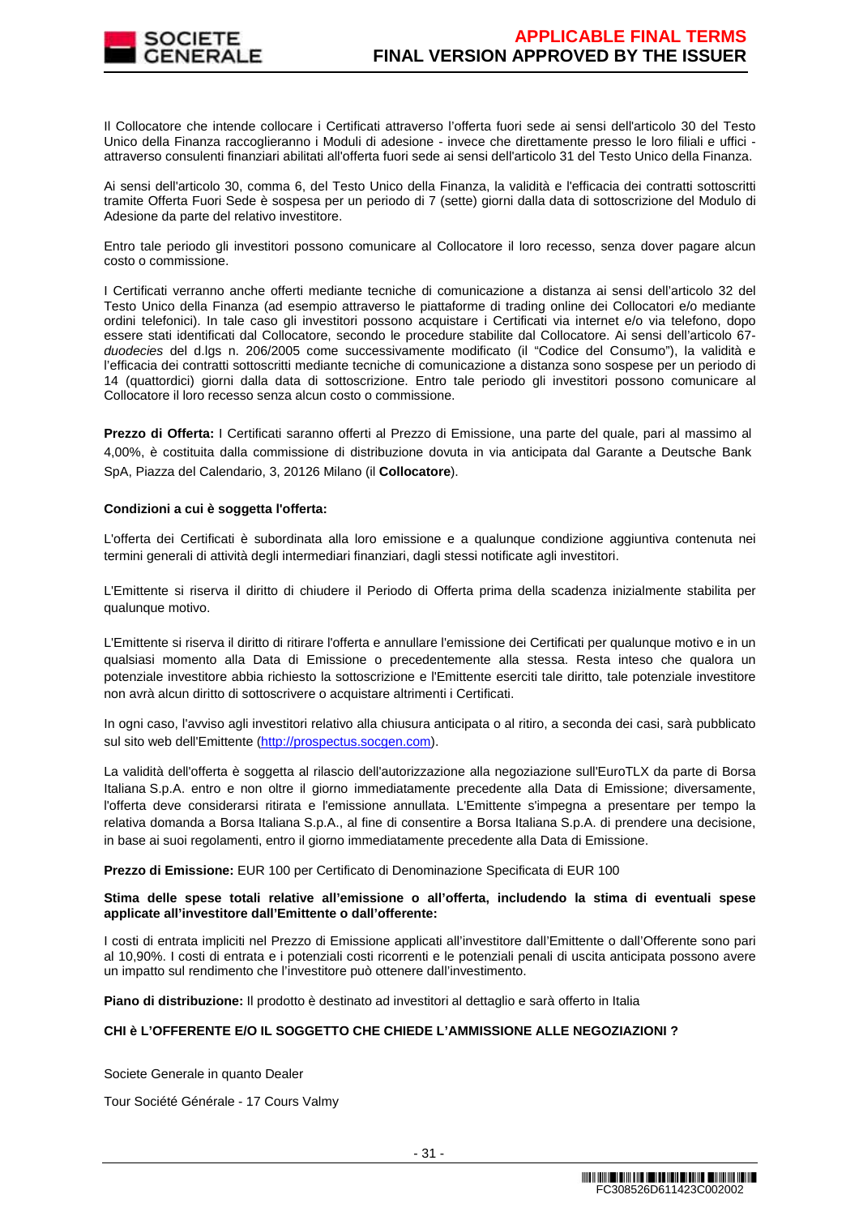Il Collocatore che intende collocare i Certificati attraverso l'offerta fuori sede ai sensi dell'articolo 30 del Testo Unico della Finanza raccoglieranno i Moduli di adesione - invece che direttamente presso le loro filiali e uffici - attraverso consulenti finanziari abilitati all'offerta fuori sede ai sensi dell'articolo 31 del Testo Unico della Finanza.

Ai sensi dell'articolo 30, comma 6, del Testo Unico della Finanza, la validità e l'efficacia dei contratti sottoscritti tramite Offerta Fuori Sede è sospesa per un periodo di 7 (sette) giorni dalla data di sottoscrizione del Modulo di Adesione da parte del relativo investitore.

Entro tale periodo gli investitori possono comunicare al Collocatore il loro recesso, senza dover pagare alcun costo o commissione.

I Certificati verranno anche offerti mediante tecniche di comunicazione a distanza ai sensi dell'articolo 32 del Testo Unico della Finanza (ad esempio attraverso le piattaforme di trading online dei Collocatori e/o mediante ordini telefonici). In tale caso gli investitori possono acquistare i Certificati via internet e/o via telefono, dopo essere stati identificati dal Collocatore, secondo le procedure stabilite dal Collocatore. Ai sensi dell'articolo 67-*duodecies* del d.lgs n. 206/2005 come successivamente modificato (il "Codice del Consumo"), la validità e l'efficacia dei contratti sottoscritti mediante tecniche di comunicazione a distanza sono sospese per un periodo di 14 (quattordici) giorni dalla data di sottoscrizione. Entro tale periodo gli investitori possono comunicare al Collocatore il loro recesso senza alcun costo o commissione.

**Prezzo di Offerta:** I Certificati saranno offerti al Prezzo di Emissione, una parte del quale, pari al massimo al 4,00%, è costituita dalla commissione di distribuzione dovuta in via anticipata dal Garante a Deutsche Bank SpA, Piazza del Calendario, 3, 20126 Milano (il **Collocatore**).

**Condizioni a cui è soggetta l'offerta:**

L'offerta dei Certificati è subordinata alla loro emissione e a qualunque condizione aggiuntiva contenuta nei termini generali di attività degli intermediari finanziari, dagli stessi notificate agli investitori.

L'Emittente si riserva il diritto di chiudere il Periodo di Offerta prima della scadenza inizialmente stabilita per qualunque motivo.

L'Emittente si riserva il diritto di ritirare l'offerta e annullare l'emissione dei Certificati per qualunque motivo e in un qualsiasi momento alla Data di Emissione o precedentemente alla stessa. Resta inteso che qualora un potenziale investitore abbia richiesto la sottoscrizione e l'Emittente eserciti tale diritto, tale potenziale investitore non avrà alcun diritto di sottoscrivere o acquistare altrimenti i Certificati.

In ogni caso, l'avviso agli investitori relativo alla chiusura anticipata o al ritiro, a seconda dei casi, sarà pubblicato sul sito web dell'Emittente (http://prospectus.socgen.com).

La validità dell'offerta è soggetta al rilascio dell'autorizzazione alla negoziazione sull'EuroTLX da parte di Borsa Italiana S.p.A. entro e non oltre il giorno immediatamente precedente alla Data di Emissione; diversamente, l'offerta deve considerarsi ritirata e l'emissione annullata. L'Emittente s'impegna a presentare per tempo la relativa domanda a Borsa Italiana S.p.A., al fine di consentire a Borsa Italiana S.p.A. di prendere una decisione, in base ai suoi regolamenti, entro il giorno immediatamente precedente alla Data di Emissione.

**Prezzo di Emissione:** EUR 100 per Certificato di Denominazione Specificata di EUR 100

**Stima delle spese totali relative all'emissione o all'offerta, includendo la stima di eventuali spese applicate all'investitore dall'Emittente o dall'offerente:**

I costi di entrata impliciti nel Prezzo di Emissione applicati all'investitore dall'Emittente o dall'Offerente sono pari al 10,90%. I costi di entrata e i potenziali costi ricorrenti e le potenziali penali di uscita anticipata possono avere un impatto sul rendimento che l'investitore può ottenere dall'investimento.

**Piano di distribuzione:** Il prodotto è destinato ad investitori al dettaglio e sarà offerto in Italia

**CHI è L'OFFERENTE E/O IL SOGGETTO CHE CHIEDE L'AMMISSIONE ALLE NEGOZIAZIONI ?**

Societe Generale in quanto Dealer

Tour Société Générale - 17 Cours Valmy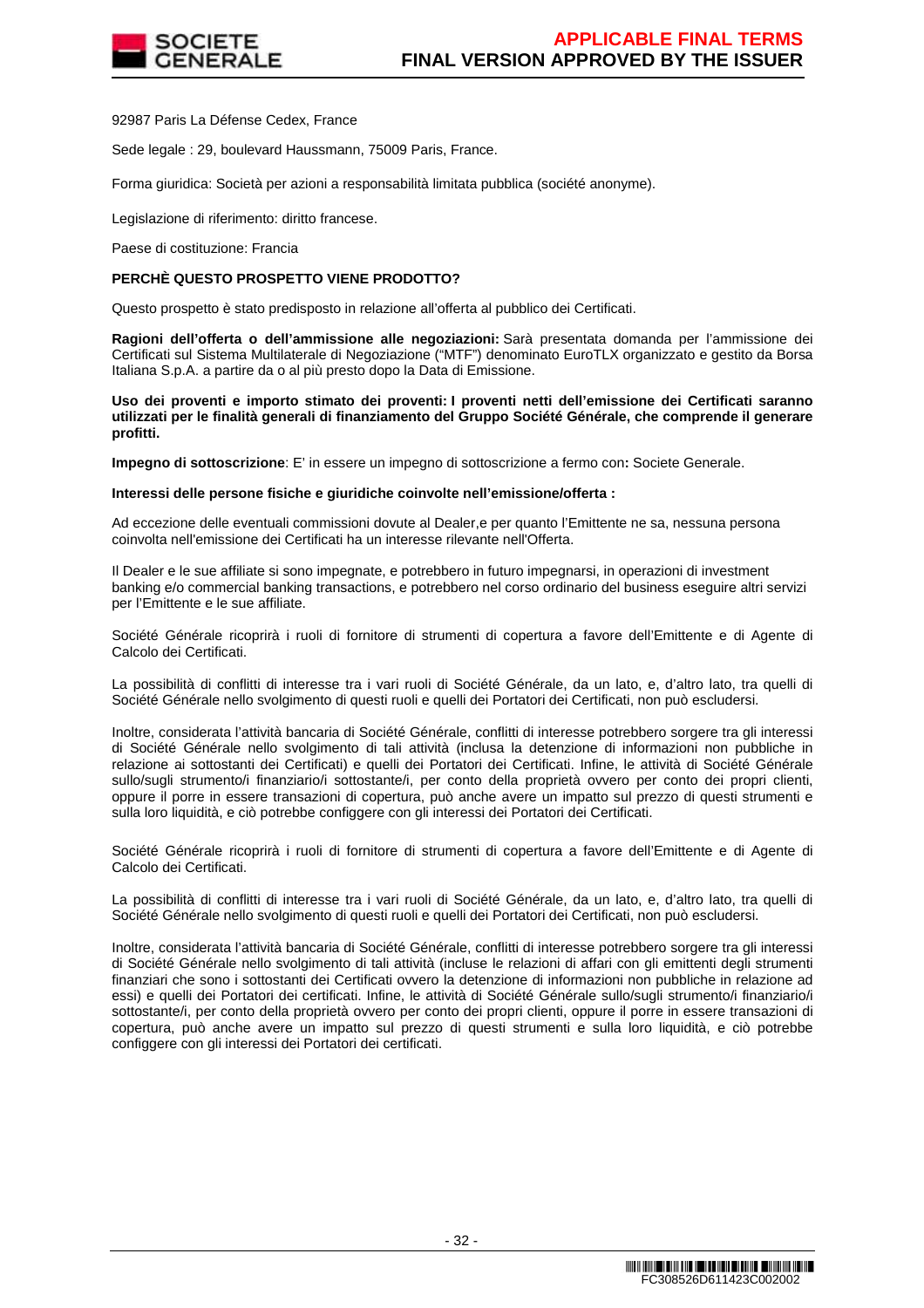92987 Paris La Défense Cedex, France

Sede legale : 29, boulevard Haussmann, 75009 Paris, France.

Forma giuridica: Società per azioni a responsabilità limitata pubblica (société anonyme).

Legislazione di riferimento: diritto francese.

Paese di costituzione: Francia

**PERCHÈ QUESTO PROSPETTO VIENE PRODOTTO?**

Questo prospetto è stato predisposto in relazione all'offerta al pubblico dei Certificati.

**Ragioni dell'offerta o dell'ammissione alle negoziazioni:** Sarà presentata domanda per l'ammissione dei Certificati sul Sistema Multilaterale di Negoziazione ("MTF") denominato EuroTLX organizzato e gestito da Borsa Italiana S.p.A. a partire da o al più presto dopo la Data di Emissione.

**Uso dei proventi e importo stimato dei proventi: I proventi netti dell'emissione dei Certificati saranno utilizzati per le finalità generali di finanziamento del Gruppo Société Générale, che comprende il generare profitti.**

**Impegno di sottoscrizione**: E' in essere un impegno di sottoscrizione a fermo con**:** Societe Generale.

**Interessi delle persone fisiche e giuridiche coinvolte nell'emissione/offerta :**

Ad eccezione delle eventuali commissioni dovute al Dealer,e per quanto l'Emittente ne sa, nessuna persona coinvolta nell'emissione dei Certificati ha un interesse rilevante nell'Offerta.

Il Dealer e le sue affiliate si sono impegnate, e potrebbero in futuro impegnarsi, in operazioni di investment banking e/o commercial banking transactions, e potrebbero nel corso ordinario del business eseguire altri servizi per l'Emittente e le sue affiliate.

Société Générale ricoprirà i ruoli di fornitore di strumenti di copertura a favore dell'Emittente e di Agente di Calcolo dei Certificati.

La possibilità di conflitti di interesse tra i vari ruoli di Société Générale, da un lato, e, d'altro lato, tra quelli di Société Générale nello svolgimento di questi ruoli e quelli dei Portatori dei Certificati, non può escludersi.

Inoltre, considerata l'attività bancaria di Société Générale, conflitti di interesse potrebbero sorgere tra gli interessi di Société Générale nello svolgimento di tali attività (inclusa la detenzione di informazioni non pubbliche in relazione ai sottostanti dei Certificati) e quelli dei Portatori dei Certificati. Infine, le attività di Société Générale sullo/sugli strumento/i finanziario/i sottostante/i, per conto della proprietà ovvero per conto dei propri clienti, oppure il porre in essere transazioni di copertura, può anche avere un impatto sul prezzo di questi strumenti e sulla loro liquidità, e ciò potrebbe configgere con gli interessi dei Portatori dei Certificati.

Société Générale ricoprirà i ruoli di fornitore di strumenti di copertura a favore dell'Emittente e di Agente di Calcolo dei Certificati.

La possibilità di conflitti di interesse tra i vari ruoli di Société Générale, da un lato, e, d'altro lato, tra quelli di Société Générale nello svolgimento di questi ruoli e quelli dei Portatori dei Certificati, non può escludersi.

Inoltre, considerata l'attività bancaria di Société Générale, conflitti di interesse potrebbero sorgere tra gli interessi di Société Générale nello svolgimento di tali attività (incluse le relazioni di affari con gli emittenti degli strumenti finanziari che sono i sottostanti dei Certificati ovvero la detenzione di informazioni non pubbliche in relazione ad essi) e quelli dei Portatori dei certificati. Infine, le attività di Société Générale sullo/sugli strumento/i finanziario/i sottostante/i, per conto della proprietà ovvero per conto dei propri clienti, oppure il porre in essere transazioni di copertura, può anche avere un impatto sul prezzo di questi strumenti e sulla loro liquidità, e ciò potrebbe configgere con gli interessi dei Portatori dei certificati.